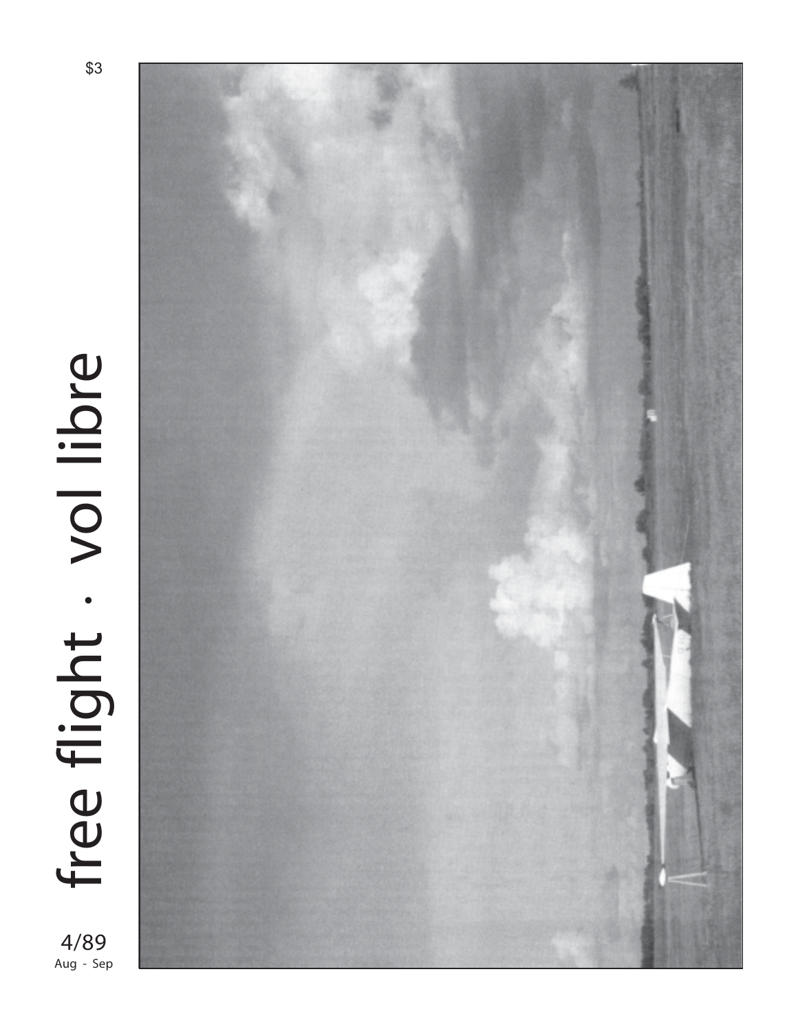$3

# free flight · vol libre

4/89
Aug - Sep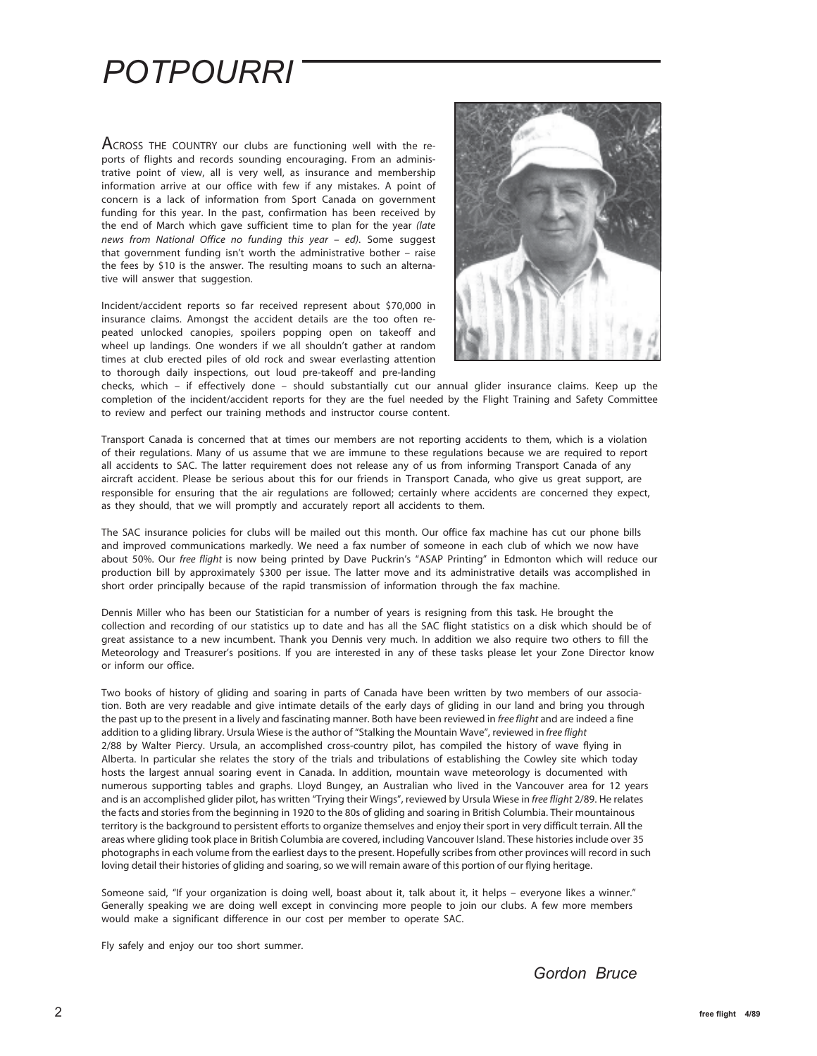# POTPOURRI

ACROSS THE COUNTRY our clubs are functioning well with the reports of flights and records sounding encouraging. From an administrative point of view, all is very well, as insurance and membership information arrive at our office with few if any mistakes. A point of concern is a lack of information from Sport Canada on government funding for this year. In the past, confirmation has been received by the end of March which gave sufficient time to plan for the year *(late news from National Office no funding this year – ed)*. Some suggest that government funding isn't worth the administrative bother – raise the fees by $10 is the answer. The resulting moans to such an alternative will answer that suggestion.

Incident/accident reports so far received represent about $70,000 in insurance claims. Amongst the accident details are the too often repeated unlocked canopies, spoilers popping open on takeoff and wheel up landings. One wonders if we all shouldn't gather at random times at club erected piles of old rock and swear everlasting attention to thorough daily inspections, out loud pre-takeoff and pre-landing checks, which – if effectively done – should substantially cut our annual glider insurance claims. Keep up the completion of the incident/accident reports for they are the fuel needed by the Flight Training and Safety Committee to review and perfect our training methods and instructor course content.

Transport Canada is concerned that at times our members are not reporting accidents to them, which is a violation of their regulations. Many of us assume that we are immune to these regulations because we are required to report all accidents to SAC. The latter requirement does not release any of us from informing Transport Canada of any aircraft accident. Please be serious about this for our friends in Transport Canada, who give us great support, are responsible for ensuring that the air regulations are followed; certainly where accidents are concerned they expect, as they should, that we will promptly and accurately report all accidents to them.

The SAC insurance policies for clubs will be mailed out this month. Our office fax machine has cut our phone bills and improved communications markedly. We need a fax number of someone in each club of which we now have about 50%. Our *free flight* is now being printed by Dave Puckrin's "ASAP Printing" in Edmonton which will reduce our production bill by approximately $300 per issue. The latter move and its administrative details was accomplished in short order principally because of the rapid transmission of information through the fax machine.

Dennis Miller who has been our Statistician for a number of years is resigning from this task. He brought the collection and recording of our statistics up to date and has all the SAC flight statistics on a disk which should be of great assistance to a new incumbent. Thank you Dennis very much. In addition we also require two others to fill the Meteorology and Treasurer's positions. If you are interested in any of these tasks please let your Zone Director know or inform our office.

Two books of history of gliding and soaring in parts of Canada have been written by two members of our association. Both are very readable and give intimate details of the early days of gliding in our land and bring you through the past up to the present in a lively and fascinating manner. Both have been reviewed in *free flight* and are indeed a fine addition to a gliding library. Ursula Wiese is the author of "Stalking the Mountain Wave", reviewed in *free flight* 2/88 by Walter Piercy. Ursula, an accomplished cross-country pilot, has compiled the history of wave flying in Alberta. In particular she relates the story of the trials and tribulations of establishing the Cowley site which today hosts the largest annual soaring event in Canada. In addition, mountain wave meteorology is documented with numerous supporting tables and graphs. Lloyd Bungey, an Australian who lived in the Vancouver area for 12 years and is an accomplished glider pilot, has written "Trying their Wings", reviewed by Ursula Wiese in *free flight* 2/89. He relates the facts and stories from the beginning in 1920 to the 80s of gliding and soaring in British Columbia. Their mountainous territory is the background to persistent efforts to organize themselves and enjoy their sport in very difficult terrain. All the areas where gliding took place in British Columbia are covered, including Vancouver Island. These histories include over 35 photographs in each volume from the earliest days to the present. Hopefully scribes from other provinces will record in such loving detail their histories of gliding and soaring, so we will remain aware of this portion of our flying heritage.

Someone said, "If your organization is doing well, boast about it, talk about it, it helps – everyone likes a winner." Generally speaking we are doing well except in convincing more people to join our clubs. A few more members would make a significant difference in our cost per member to operate SAC.

Fly safely and enjoy our too short summer.

*Gordon Bruce*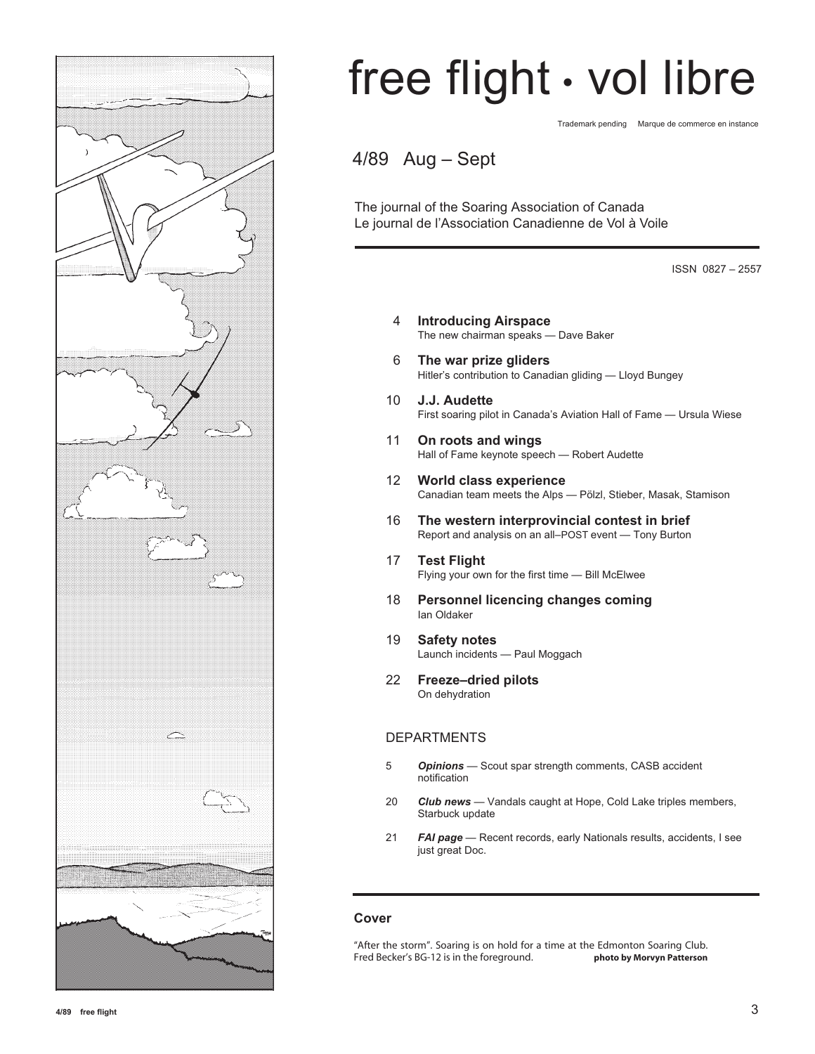# free flight • vol libre

Trademark pending Marque de commerce en instance

## 4/89 Aug – Sept

The journal of the Soaring Association of Canada
Le journal de l'Association Canadienne de Vol à Voile

ISSN 0827 – 2557

4 **Introducing Airspace**
The new chairman speaks — Dave Baker

6 **The war prize gliders**
Hitler's contribution to Canadian gliding — Lloyd Bungey

10 **J.J. Audette**
First soaring pilot in Canada's Aviation Hall of Fame — Ursula Wiese

11 **On roots and wings**
Hall of Fame keynote speech — Robert Audette

12 **World class experience**
Canadian team meets the Alps — Pölzl, Stieber, Masak, Stamison

16 **The western interprovincial contest in brief**
Report and analysis on an all–POST event — Tony Burton

17 **Test Flight**
Flying your own for the first time — Bill McElwee

18 **Personnel licencing changes coming**
Ian Oldaker

19 **Safety notes**
Launch incidents — Paul Moggach

22 **Freeze–dried pilots**
On dehydration

## DEPARTMENTS

5 ***Opinions*** — Scout spar strength comments, CASB accident notification

20 ***Club news*** — Vandals caught at Hope, Cold Lake triples members, Starbuck update

21 ***FAI page*** — Recent records, early Nationals results, accidents, I see just great Doc.

## Cover

"After the storm". Soaring is on hold for a time at the Edmonton Soaring Club. Fred Becker's BG-12 is in the foreground. **photo by Morvyn Patterson**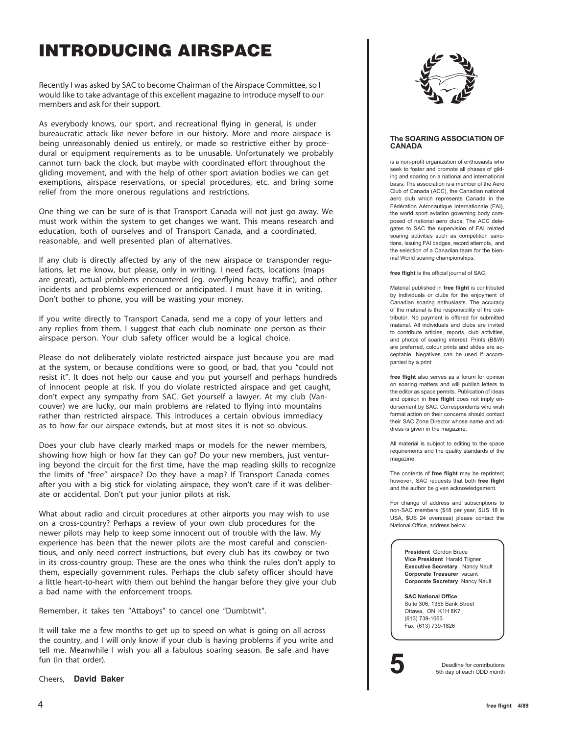# INTRODUCING AIRSPACE

Recently I was asked by SAC to become Chairman of the Airspace Committee, so I would like to take advantage of this excellent magazine to introduce myself to our members and ask for their support.

As everybody knows, our sport, and recreational flying in general, is under bureaucratic attack like never before in our history. More and more airspace is being unreasonably denied us entirely, or made so restrictive either by procedural or equipment requirements as to be unusable. Unfortunately we probably cannot turn back the clock, but maybe with coordinated effort throughout the gliding movement, and with the help of other sport aviation bodies we can get exemptions, airspace reservations, or special procedures, etc. and bring some relief from the more onerous regulations and restrictions.

One thing we can be sure of is that Transport Canada will not just go away. We must work within the system to get changes we want. This means research and education, both of ourselves and of Transport Canada, and a coordinated, reasonable, and well presented plan of alternatives.

If any club is directly affected by any of the new airspace or transponder regulations, let me know, but please, only in writing. I need facts, locations (maps are great), actual problems encountered (eg. overflying heavy traffic), and other incidents and problems experienced or anticipated. I must have it in writing. Don't bother to phone, you will be wasting your money.

If you write directly to Transport Canada, send me a copy of your letters and any replies from them. I suggest that each club nominate one person as their airspace person. Your club safety officer would be a logical choice.

Please do not deliberately violate restricted airspace just because you are mad at the system, or because conditions were so good, or bad, that you "could not resist it". It does not help our cause and you put yourself and perhaps hundreds of innocent people at risk. If you do violate restricted airspace and get caught, don't expect any sympathy from SAC. Get yourself a lawyer. At my club (Vancouver) we are lucky, our main problems are related to flying into mountains rather than restricted airspace. This introduces a certain obvious immediacy as to how far our airspace extends, but at most sites it is not so obvious.

Does your club have clearly marked maps or models for the newer members, showing how high or how far they can go? Do your new members, just venturing beyond the circuit for the first time, have the map reading skills to recognize the limits of "free" airspace? Do they have a map? If Transport Canada comes after you with a big stick for violating airspace, they won't care if it was deliberate or accidental. Don't put your junior pilots at risk.

What about radio and circuit procedures at other airports you may wish to use on a cross-country? Perhaps a review of your own club procedures for the newer pilots may help to keep some innocent out of trouble with the law. My experience has been that the newer pilots are the most careful and conscientious, and only need correct instructions, but every club has its cowboy or two in its cross-country group. These are the ones who think the rules don't apply to them, especially government rules. Perhaps the club safety officer should have a little heart-to-heart with them out behind the hangar before they give your club a bad name with the enforcement troops.

Remember, it takes ten "Attaboys" to cancel one "Dumbtwit".

It will take me a few months to get up to speed on what is going on all across the country, and I will only know if your club is having problems if you write and tell me. Meanwhile I wish you all a fabulous soaring season. Be safe and have fun (in that order).

Cheers, **David Baker**

---

**The SOARING ASSOCIATION OF CANADA**

is a non-profit organization of enthusiasts who seek to foster and promote all phases of gliding and soaring on a national and international basis. The association is a member of the Aero Club of Canada (ACC), the Canadian national aero club which represents Canada in the Fédération Aéronautique Internationale (FAI), the world sport aviation governing body composed of national aero clubs. The ACC delegates to SAC the supervision of FAI related soaring activities such as competition sanctions, issuing FAI badges, record attempts, and the selection of a Canadian team for the biennial World soaring championships.

**free flight** is the official journal of SAC.

Material published in **free flight** is contributed by individuals or clubs for the enjoyment of Canadian soaring enthusiasts. The accuracy of the material is the responsibility of the contributor. No payment is offered for submitted material. All individuals and clubs are invited to contribute articles, reports, club activities, and photos of soaring interest. Prints (B&W) are preferred, colour prints and slides are acceptable. Negatives can be used if accompanied by a print.

**free flight** also serves as a forum for opinion on soaring matters and will publish letters to the editor as space permits. Publication of ideas and opinion in **free flight** does not imply endorsement by SAC. Correspondents who wish formal action on their concerns should contact their SAC Zone Director whose name and address is given in the magazine.

All material is subject to editing to the space requirements and the quality standards of the magazine.

The contents of **free flight** may be reprinted; however, SAC requests that both **free flight** and the author be given acknowledgement.

For change of address and subscriptions to non-SAC members ($18 per year, $US 18 in USA, $US 24 overseas) please contact the National Office, address below.

**President** Gordon Bruce
**Vice President** Harald Tilgner
**Executive Secretary** Nancy Nault
**Corporate Treasurer** vacant
**Corporate Secretary** Nancy Nault

**SAC National Office**
Suite 306, 1355 Bank Street
Ottawa, ON K1H 8K7
(613) 739-1063
Fax (613) 739-1826

**5** Deadline for contributions 5th day of each ODD month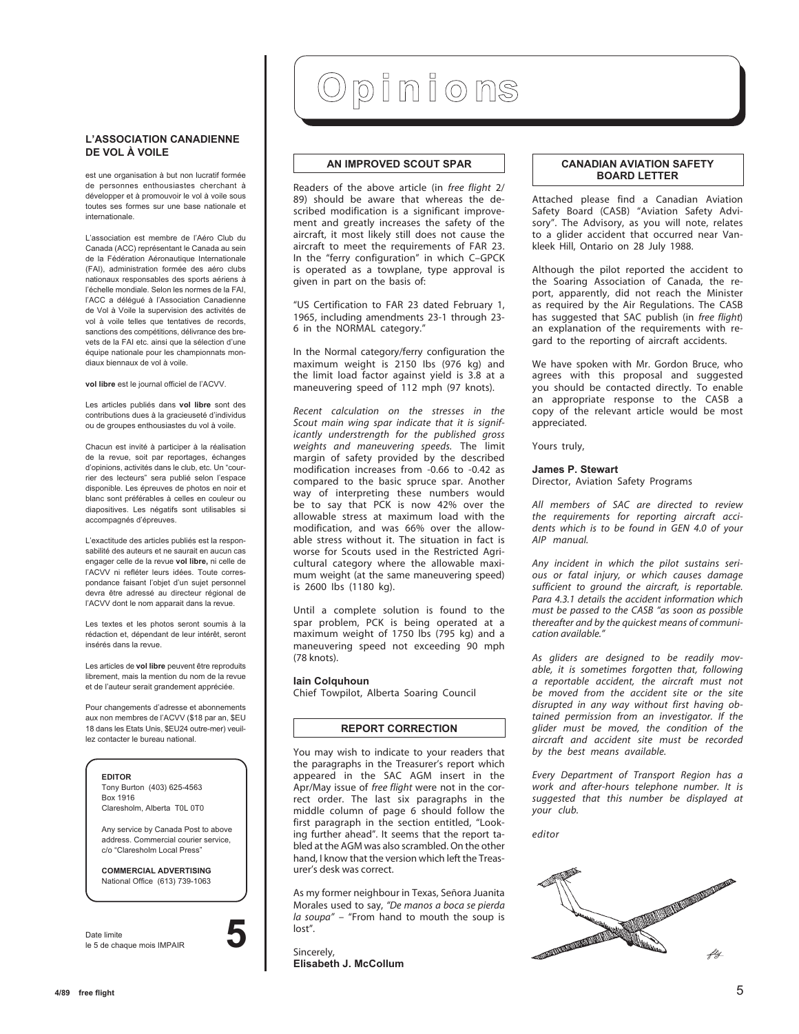**L'ASSOCIATION CANADIENNE DE VOL À VOILE**

est une organisation à but non lucratif formée de personnes enthousiastes cherchant à développer et à promouvoir le vol à voile sous toutes ses formes sur une base nationale et internationale.

L'association est membre de l'Aéro Club du Canada (ACC) représentant le Canada au sein de la Fédération Aéronautique Internationale (FAI), administration formée des aéro clubs nationaux responsables des sports aériens à l'échelle mondiale. Selon les normes de la FAI, l'ACC a délégué à l'Association Canadienne de Vol à Voile la supervision des activités de vol à voile telles que tentatives de records, sanctions des compétitions, délivrance des brevets de la FAI etc. ainsi que la sélection d'une équipe nationale pour les championnats mondiaux biennaux de vol à voile.

**vol libre** est le journal officiel de l'ACVV.

Les articles publiés dans **vol libre** sont des contributions dues à la gracieuseté d'individus ou de groupes enthousiastes du vol à voile.

Chacun est invité à participer à la réalisation de la revue, soit par reportages, échanges d'opinions, activités dans le club, etc. Un "courrier des lecteurs" sera publié selon l'espace disponible. Les épreuves de photos en noir et blanc sont préférables à celles en couleur ou diapositives. Les négatifs sont utilisables si accompagnés d'épreuves.

L'exactitude des articles publiés est la responsabilité des auteurs et ne saurait en aucun cas engager celle de la revue **vol libre,** ni celle de l'ACVV ni refléter leurs idées. Toute correspondance faisant l'objet d'un sujet personnel devra être adressé au directeur régional de l'ACVV dont le nom apparait dans la revue.

Les textes et les photos seront soumis à la rédaction et, dépendant de leur intérêt, seront insérés dans la revue.

Les articles de **vol libre** peuvent être reproduits librement, mais la mention du nom de la revue et de l'auteur serait grandement appréciée.

Pour changements d'adresse et abonnements aux non membres de l'ACVV ($18 par an, $EU 18 dans les Etats Unis, $EU24 outre-mer) veuillez contacter le bureau national.

**EDITOR**
Tony Burton (403) 625-4563
Box 1916
Claresholm, Alberta T0L 0T0

Any service by Canada Post to above address. Commercial courier service, c/o "Claresholm Local Press"

**COMMERCIAL ADVERTISING**
National Office (613) 739-1063

Date limite
le 5 de chaque mois IMPAIR

**5**

# Opinions

## AN IMPROVED SCOUT SPAR

Readers of the above article (in *free flight* 2/89) should be aware that whereas the described modification is a significant improvement and greatly increases the safety of the aircraft, it most likely still does not cause the aircraft to meet the requirements of FAR 23. In the "ferry configuration" in which C–GPCK is operated as a towplane, type approval is given in part on the basis of:

"US Certification to FAR 23 dated February 1, 1965, including amendments 23-1 through 23-6 in the NORMAL category."

In the Normal category/ferry configuration the maximum weight is 2150 lbs (976 kg) and the limit load factor against yield is 3.8 at a maneuvering speed of 112 mph (97 knots).

*Recent calculation on the stresses in the Scout main wing spar indicate that it is significantly understrength for the published gross weights and maneuvering speeds.* The limit margin of safety provided by the described modification increases from -0.66 to -0.42 as compared to the basic spruce spar. Another way of interpreting these numbers would be to say that PCK is now 42% over the allowable stress at maximum load with the modification, and was 66% over the allowable stress without it. The situation in fact is worse for Scouts used in the Restricted Agricultural category where the allowable maximum weight (at the same maneuvering speed) is 2600 lbs (1180 kg).

Until a complete solution is found to the spar problem, PCK is being operated at a maximum weight of 1750 lbs (795 kg) and a maneuvering speed not exceeding 90 mph (78 knots).

**Iain Colquhoun**
Chief Towpilot, Alberta Soaring Council

## REPORT CORRECTION

You may wish to indicate to your readers that the paragraphs in the Treasurer's report which appeared in the SAC AGM insert in the Apr/May issue of *free flight* were not in the correct order. The last six paragraphs in the middle column of page 6 should follow the first paragraph in the section entitled, "Looking further ahead". It seems that the report tabled at the AGM was also scrambled. On the other hand, I know that the version which left the Treasurer's desk was correct.

As my former neighbour in Texas, Señora Juanita Morales used to say, *"De manos a boca se pierda la soupa"* – "From hand to mouth the soup is lost".

Sincerely,
**Elisabeth J. McCollum**

## CANADIAN AVIATION SAFETY BOARD LETTER

Attached please find a Canadian Aviation Safety Board (CASB) "Aviation Safety Advisory". The Advisory, as you will note, relates to a glider accident that occurred near Vankleek Hill, Ontario on 28 July 1988.

Although the pilot reported the accident to the Soaring Association of Canada, the report, apparently, did not reach the Minister as required by the Air Regulations. The CASB has suggested that SAC publish (in *free flight*) an explanation of the requirements with regard to the reporting of aircraft accidents.

We have spoken with Mr. Gordon Bruce, who agrees with this proposal and suggested you should be contacted directly. To enable an appropriate response to the CASB a copy of the relevant article would be most appreciated.

Yours truly,

**James P. Stewart**
Director, Aviation Safety Programs

*All members of SAC are directed to review the requirements for reporting aircraft accidents which is to be found in GEN 4.0 of your AIP manual.*

*Any incident in which the pilot sustains serious or fatal injury, or which causes damage sufficient to ground the aircraft, is reportable. Para 4.3.1 details the accident information which must be passed to the CASB "as soon as possible thereafter and by the quickest means of communication available."*

*As gliders are designed to be readily movable, it is sometimes forgotten that, following a reportable accident, the aircraft must not be moved from the accident site or the site disrupted in any way without first having obtained permission from an investigator. If the glider must be moved, the condition of the aircraft and accident site must be recorded by the best means available.*

*Every Department of Transport Region has a work and after-hours telephone number. It is suggested that this number be displayed at your club.*

*editor*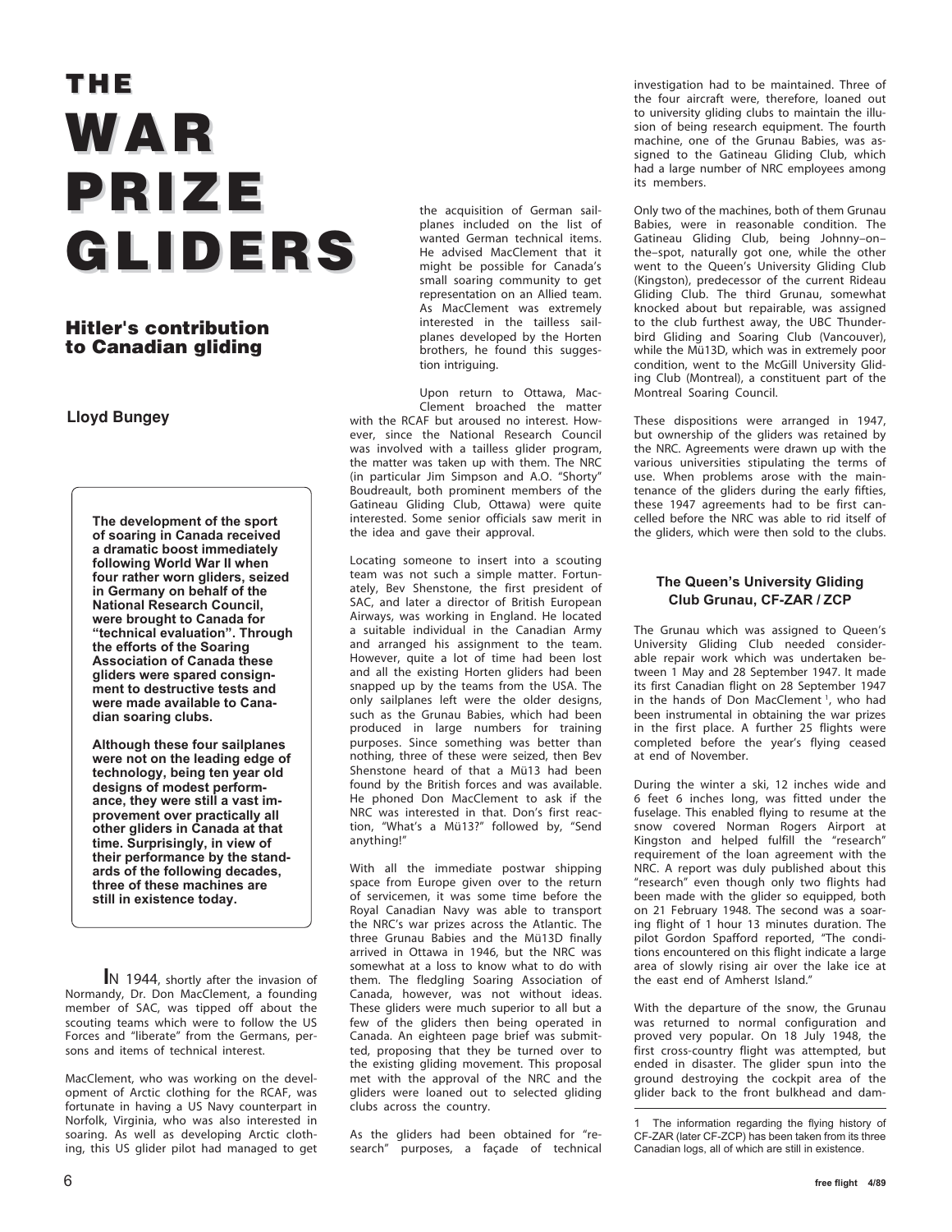# THE WAR PRIZE GLIDERS

## Hitler's contribution to Canadian gliding

**Lloyd Bungey**

**The development of the sport of soaring in Canada received a dramatic boost immediately following World War II when four rather worn gliders, seized in Germany on behalf of the National Research Council, were brought to Canada for "technical evaluation". Through the efforts of the Soaring Association of Canada these gliders were spared consignment to destructive tests and were made available to Canadian soaring clubs.**

**Although these four sailplanes were not on the leading edge of technology, being ten year old designs of modest performance, they were still a vast improvement over practically all other gliders in Canada at that time. Surprisingly, in view of their performance by the standards of the following decades, three of these machines are still in existence today.**

IN 1944, shortly after the invasion of Normandy, Dr. Don MacClement, a founding member of SAC, was tipped off about the scouting teams which were to follow the US Forces and "liberate" from the Germans, persons and items of technical interest.

MacClement, who was working on the development of Arctic clothing for the RCAF, was fortunate in having a US Navy counterpart in Norfolk, Virginia, who was also interested in soaring. As well as developing Arctic clothing, this US glider pilot had managed to get the acquisition of German sailplanes included on the list of wanted German technical items. He advised MacClement that it might be possible for Canada's small soaring community to get representation on an Allied team. As MacClement was extremely interested in the tailless sailplanes developed by the Horten brothers, he found this suggestion intriguing.

Upon return to Ottawa, MacClement broached the matter with the RCAF but aroused no interest. However, since the National Research Council was involved with a tailless glider program, the matter was taken up with them. The NRC (in particular Jim Simpson and A.O. "Shorty" Boudreault, both prominent members of the Gatineau Gliding Club, Ottawa) were quite interested. Some senior officials saw merit in the idea and gave their approval.

Locating someone to insert into a scouting team was not such a simple matter. Fortunately, Bev Shenstone, the first president of SAC, and later a director of British European Airways, was working in England. He located a suitable individual in the Canadian Army and arranged his assignment to the team. However, quite a lot of time had been lost and all the existing Horten gliders had been snapped up by the teams from the USA. The only sailplanes left were the older designs, such as the Grunau Babies, which had been produced in large numbers for training purposes. Since something was better than nothing, three of these were seized, then Bev Shenstone heard of that a Mü13 had been found by the British forces and was available. He phoned Don MacClement to ask if the NRC was interested in that. Don's first reaction, "What's a Mü13?" followed by, "Send anything!"

With all the immediate postwar shipping space from Europe given over to the return of servicemen, it was some time before the Royal Canadian Navy was able to transport the NRC's war prizes across the Atlantic. The three Grunau Babies and the Mü13D finally arrived in Ottawa in 1946, but the NRC was somewhat at a loss to know what to do with them. The fledgling Soaring Association of Canada, however, was not without ideas. These gliders were much superior to all but a few of the gliders then being operated in Canada. An eighteen page brief was submitted, proposing that they be turned over to the existing gliding movement. This proposal met with the approval of the NRC and the gliders were loaned out to selected gliding clubs across the country.

As the gliders had been obtained for "research" purposes, a façade of technical investigation had to be maintained. Three of the four aircraft were, therefore, loaned out to university gliding clubs to maintain the illusion of being research equipment. The fourth machine, one of the Grunau Babies, was assigned to the Gatineau Gliding Club, which had a large number of NRC employees among its members.

Only two of the machines, both of them Grunau Babies, were in reasonable condition. The Gatineau Gliding Club, being Johnny–on–the–spot, naturally got one, while the other went to the Queen's University Gliding Club (Kingston), predecessor of the current Rideau Gliding Club. The third Grunau, somewhat knocked about but repairable, was assigned to the club furthest away, the UBC Thunderbird Gliding and Soaring Club (Vancouver), while the Mü13D, which was in extremely poor condition, went to the McGill University Gliding Club (Montreal), a constituent part of the Montreal Soaring Council.

These dispositions were arranged in 1947, but ownership of the gliders was retained by the NRC. Agreements were drawn up with the various universities stipulating the terms of use. When problems arose with the maintenance of the gliders during the early fifties, these 1947 agreements had to be first cancelled before the NRC was able to rid itself of the gliders, which were then sold to the clubs.

### The Queen's University Gliding Club Grunau, CF-ZAR / ZCP

The Grunau which was assigned to Queen's University Gliding Club needed considerable repair work which was undertaken between 1 May and 28 September 1947. It made its first Canadian flight on 28 September 1947 in the hands of Don MacClement [1], who had been instrumental in obtaining the war prizes in the first place. A further 25 flights were completed before the year's flying ceased at end of November.

During the winter a ski, 12 inches wide and 6 feet 6 inches long, was fitted under the fuselage. This enabled flying to resume at the snow covered Norman Rogers Airport at Kingston and helped fulfill the "research" requirement of the loan agreement with the NRC. A report was duly published about this "research" even though only two flights had been made with the glider so equipped, both on 21 February 1948. The second was a soaring flight of 1 hour 13 minutes duration. The pilot Gordon Spafford reported, "The conditions encountered on this flight indicate a large area of slowly rising air over the lake ice at the east end of Amherst Island."

With the departure of the snow, the Grunau was returned to normal configuration and proved very popular. On 18 July 1948, the first cross-country flight was attempted, but ended in disaster. The glider spun into the ground destroying the cockpit area of the glider back to the front bulkhead and dam-

---

1 The information regarding the flying history of CF-ZAR (later CF-ZCP) has been taken from its three Canadian logs, all of which are still in existence.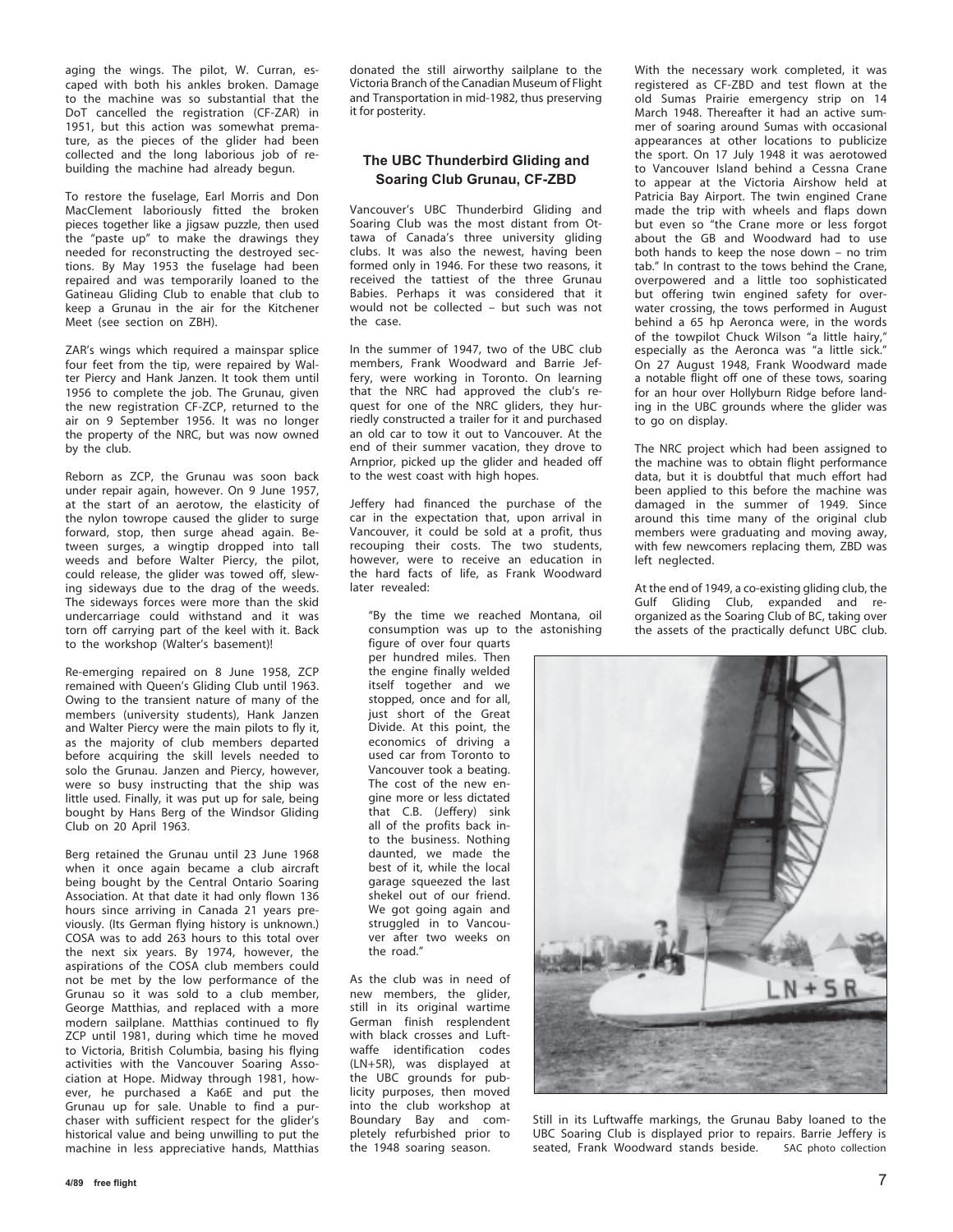aging the wings. The pilot, W. Curran, escaped with both his ankles broken. Damage to the machine was so substantial that the DoT cancelled the registration (CF-ZAR) in 1951, but this action was somewhat premature, as the pieces of the glider had been collected and the long laborious job of rebuilding the machine had already begun.

To restore the fuselage, Earl Morris and Don MacClement laboriously fitted the broken pieces together like a jigsaw puzzle, then used the "paste up" to make the drawings they needed for reconstructing the destroyed sections. By May 1953 the fuselage had been repaired and was temporarily loaned to the Gatineau Gliding Club to enable that club to keep a Grunau in the air for the Kitchener Meet (see section on ZBH).

ZAR's wings which required a mainspar splice four feet from the tip, were repaired by Walter Piercy and Hank Janzen. It took them until 1956 to complete the job. The Grunau, given the new registration CF-ZCP, returned to the air on 9 September 1956. It was no longer the property of the NRC, but was now owned by the club.

Reborn as ZCP, the Grunau was soon back under repair again, however. On 9 June 1957, at the start of an aerotow, the elasticity of the nylon towrope caused the glider to surge forward, stop, then surge ahead again. Between surges, a wingtip dropped into tall weeds and before Walter Piercy, the pilot, could release, the glider was towed off, slewing sideways due to the drag of the weeds. The sideways forces were more than the skid undercarriage could withstand and it was torn off carrying part of the keel with it. Back to the workshop (Walter's basement)!

Re-emerging repaired on 8 June 1958, ZCP remained with Queen's Gliding Club until 1963. Owing to the transient nature of many of the members (university students), Hank Janzen and Walter Piercy were the main pilots to fly it, as the majority of club members departed before acquiring the skill levels needed to solo the Grunau. Janzen and Piercy, however, were so busy instructing that the ship was little used. Finally, it was put up for sale, being bought by Hans Berg of the Windsor Gliding Club on 20 April 1963.

Berg retained the Grunau until 23 June 1968 when it once again became a club aircraft being bought by the Central Ontario Soaring Association. At that date it had only flown 136 hours since arriving in Canada 21 years previously. (Its German flying history is unknown.) COSA was to add 263 hours to this total over the next six years. By 1974, however, the aspirations of the COSA club members could not be met by the low performance of the Grunau so it was sold to a club member, George Matthias, and replaced with a more modern sailplane. Matthias continued to fly ZCP until 1981, during which time he moved to Victoria, British Columbia, basing his flying activities with the Vancouver Soaring Association at Hope. Midway through 1981, however, he purchased a Ka6E and put the Grunau up for sale. Unable to find a purchaser with sufficient respect for the glider's historical value and being unwilling to put the machine in less appreciative hands, Matthias donated the still airworthy sailplane to the Victoria Branch of the Canadian Museum of Flight and Transportation in mid-1982, thus preserving it for posterity.

### The UBC Thunderbird Gliding and Soaring Club Grunau, CF-ZBD

Vancouver's UBC Thunderbird Gliding and Soaring Club was the most distant from Ottawa of Canada's three university gliding clubs. It was also the newest, having been formed only in 1946. For these two reasons, it received the tattiest of the three Grunau Babies. Perhaps it was considered that it would not be collected – but such was not the case.

In the summer of 1947, two of the UBC club members, Frank Woodward and Barrie Jeffery, were working in Toronto. On learning that the NRC had approved the club's request for one of the NRC gliders, they hurriedly constructed a trailer for it and purchased an old car to tow it out to Vancouver. At the end of their summer vacation, they drove to Arnprior, picked up the glider and headed off to the west coast with high hopes.

Jeffery had financed the purchase of the car in the expectation that, upon arrival in Vancouver, it could be sold at a profit, thus recouping their costs. The two students, however, were to receive an education in the hard facts of life, as Frank Woodward later revealed:

> "By the time we reached Montana, oil consumption was up to the astonishing figure of over four quarts per hundred miles. Then the engine finally welded itself together and we stopped, once and for all, just short of the Great Divide. At this point, the economics of driving a used car from Toronto to Vancouver took a beating. The cost of the new engine more or less dictated that C.B. (Jeffery) sink all of the profits back into the business. Nothing daunted, we made the best of it, while the local garage squeezed the last shekel out of our friend. We got going again and struggled in to Vancouver after two weeks on the road."

As the club was in need of new members, the glider, still in its original wartime German finish resplendent with black crosses and Luftwaffe identification codes (LN+5R), was displayed at the UBC grounds for publicity purposes, then moved into the club workshop at Boundary Bay and completely refurbished prior to the 1948 soaring season.

With the necessary work completed, it was registered as CF-ZBD and test flown at the old Sumas Prairie emergency strip on 14 March 1948. Thereafter it had an active summer of soaring around Sumas with occasional appearances at other locations to publicize the sport. On 17 July 1948 it was aerotowed to Vancouver Island behind a Cessna Crane to appear at the Victoria Airshow held at Patricia Bay Airport. The twin engined Crane made the trip with wheels and flaps down but even so "the Crane more or less forgot about the GB and Woodward had to use both hands to keep the nose down – no trim tab." In contrast to the tows behind the Crane, overpowered and a little too sophisticated but offering twin engined safety for overwater crossing, the tows performed in August behind a 65 hp Aeronca were, in the words of the towpilot Chuck Wilson "a little hairy," especially as the Aeronca was "a little sick." On 27 August 1948, Frank Woodward made a notable flight off one of these tows, soaring for an hour over Hollyburn Ridge before landing in the UBC grounds where the glider was to go on display.

The NRC project which had been assigned to the machine was to obtain flight performance data, but it is doubtful that much effort had been applied to this before the machine was damaged in the summer of 1949. Since around this time many of the original club members were graduating and moving away, with few newcomers replacing them, ZBD was left neglected.

At the end of 1949, a co-existing gliding club, the Gulf Gliding Club, expanded and reorganized as the Soaring Club of BC, taking over the assets of the practically defunct UBC club.

Still in its Luftwaffe markings, the Grunau Baby loaned to the UBC Soaring Club is displayed prior to repairs. Barrie Jeffery is seated, Frank Woodward stands beside. SAC photo collection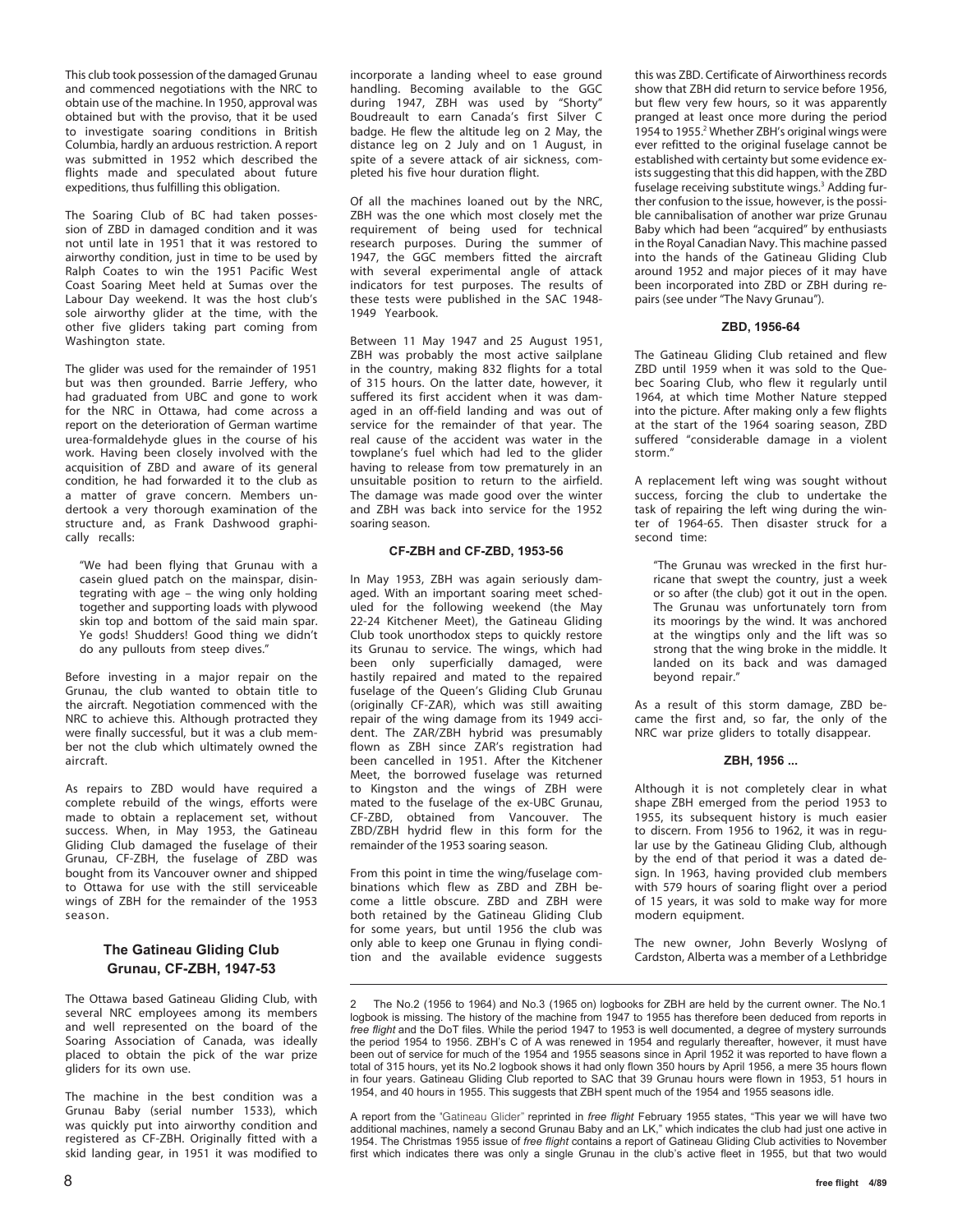This club took possession of the damaged Grunau and commenced negotiations with the NRC to obtain use of the machine. In 1950, approval was obtained but with the proviso, that it be used to investigate soaring conditions in British Columbia, hardly an arduous restriction. A report was submitted in 1952 which described the flights made and speculated about future expeditions, thus fulfilling this obligation.

The Soaring Club of BC had taken possession of ZBD in damaged condition and it was not until late in 1951 that it was restored to airworthy condition, just in time to be used by Ralph Coates to win the 1951 Pacific West Coast Soaring Meet held at Sumas over the Labour Day weekend. It was the host club's sole airworthy glider at the time, with the other five gliders taking part coming from Washington state.

The glider was used for the remainder of 1951 but was then grounded. Barrie Jeffery, who had graduated from UBC and gone to work for the NRC in Ottawa, had come across a report on the deterioration of German wartime urea-formaldehyde glues in the course of his work. Having been closely involved with the acquisition of ZBD and aware of its general condition, he had forwarded it to the club as a matter of grave concern. Members undertook a very thorough examination of the structure and, as Frank Dashwood graphically recalls:

> "We had been flying that Grunau with a casein glued patch on the mainspar, disintegrating with age – the wing only holding together and supporting loads with plywood skin top and bottom of the said main spar. Ye gods! Shudders! Good thing we didn't do any pullouts from steep dives."

Before investing in a major repair on the Grunau, the club wanted to obtain title to the aircraft. Negotiation commenced with the NRC to achieve this. Although protracted they were finally successful, but it was a club member not the club which ultimately owned the aircraft.

As repairs to ZBD would have required a complete rebuild of the wings, efforts were made to obtain a replacement set, without success. When, in May 1953, the Gatineau Gliding Club damaged the fuselage of their Grunau, CF-ZBH, the fuselage of ZBD was bought from its Vancouver owner and shipped to Ottawa for use with the still serviceable wings of ZBH for the remainder of the 1953 season.

### The Gatineau Gliding Club Grunau, CF-ZBH, 1947-53

The Ottawa based Gatineau Gliding Club, with several NRC employees among its members and well represented on the board of the Soaring Association of Canada, was ideally placed to obtain the pick of the war prize gliders for its own use.

The machine in the best condition was a Grunau Baby (serial number 1533), which was quickly put into airworthy condition and registered as CF-ZBH. Originally fitted with a skid landing gear, in 1951 it was modified to incorporate a landing wheel to ease ground handling. Becoming available to the GGC during 1947, ZBH was used by "Shorty" Boudreault to earn Canada's first Silver C badge. He flew the altitude leg on 2 May, the distance leg on 2 July and on 1 August, in spite of a severe attack of air sickness, completed his five hour duration flight.

Of all the machines loaned out by the NRC, ZBH was the one which most closely met the requirement of being used for technical research purposes. During the summer of 1947, the GGC members fitted the aircraft with several experimental angle of attack indicators for test purposes. The results of these tests were published in the SAC 1948-1949 Yearbook.

Between 11 May 1947 and 25 August 1951, ZBH was probably the most active sailplane in the country, making 832 flights for a total of 315 hours. On the latter date, however, it suffered its first accident when it was damaged in an off-field landing and was out of service for the remainder of that year. The real cause of the accident was water in the towplane's fuel which had led to the glider having to release from tow prematurely in an unsuitable position to return to the airfield. The damage was made good over the winter and ZBH was back into service for the 1952 soaring season.

#### CF-ZBH and CF-ZBD, 1953-56

In May 1953, ZBH was again seriously damaged. With an important soaring meet scheduled for the following weekend (the May 22-24 Kitchener Meet), the Gatineau Gliding Club took unorthodox steps to quickly restore its Grunau to service. The wings, which had been only superficially damaged, were hastily repaired and mated to the repaired fuselage of the Queen's Gliding Club Grunau (originally CF-ZAR), which was still awaiting repair of the wing damage from its 1949 accident. The ZAR/ZBH hybrid was presumably flown as ZBH since ZAR's registration had been cancelled in 1951. After the Kitchener Meet, the borrowed fuselage was returned to Kingston and the wings of ZBH were mated to the fuselage of the ex-UBC Grunau, CF-ZBD, obtained from Vancouver. The ZBD/ZBH hydrid flew in this form for the remainder of the 1953 soaring season.

From this point in time the wing/fuselage combinations which flew as ZBD and ZBH become a little obscure. ZBD and ZBH were both retained by the Gatineau Gliding Club for some years, but until 1956 the club was only able to keep one Grunau in flying condition and the available evidence suggests this was ZBD. Certificate of Airworthiness records show that ZBH did return to service before 1956, but flew very few hours, so it was apparently pranged at least once more during the period 1954 to 1955.[2] Whether ZBH's original wings were ever refitted to the original fuselage cannot be established with certainty but some evidence exists suggesting that this did happen, with the ZBD fuselage receiving substitute wings.[3] Adding further confusion to the issue, however, is the possible cannibalisation of another war prize Grunau Baby which had been "acquired" by enthusiasts in the Royal Canadian Navy. This machine passed into the hands of the Gatineau Gliding Club around 1952 and major pieces of it may have been incorporated into ZBD or ZBH during repairs (see under "The Navy Grunau").

#### ZBD, 1956-64

The Gatineau Gliding Club retained and flew ZBD until 1959 when it was sold to the Quebec Soaring Club, who flew it regularly until 1964, at which time Mother Nature stepped into the picture. After making only a few flights at the start of the 1964 soaring season, ZBD suffered "considerable damage in a violent storm."

A replacement left wing was sought without success, forcing the club to undertake the task of repairing the left wing during the winter of 1964-65. Then disaster struck for a second time:

> "The Grunau was wrecked in the first hurricane that swept the country, just a week or so after (the club) got it out in the open. The Grunau was unfortunately torn from its moorings by the wind. It was anchored at the wingtips only and the lift was so strong that the wing broke in the middle. It landed on its back and was damaged beyond repair."

As a result of this storm damage, ZBD became the first and, so far, the only of the NRC war prize gliders to totally disappear.

#### ZBH, 1956 ...

Although it is not completely clear in what shape ZBH emerged from the period 1953 to 1955, its subsequent history is much easier to discern. From 1956 to 1962, it was in regular use by the Gatineau Gliding Club, although by the end of that period it was a dated design. In 1963, having provided club members with 579 hours of soaring flight over a period of 15 years, it was sold to make way for more modern equipment.

The new owner, John Beverly Woslyng of Cardston, Alberta was a member of a Lethbridge

---

2 The No.2 (1956 to 1964) and No.3 (1965 on) logbooks for ZBH are held by the current owner. The No.1 logbook is missing. The history of the machine from 1947 to 1955 has therefore been deduced from reports in *free flight* and the DoT files. While the period 1947 to 1953 is well documented, a degree of mystery surrounds the period 1954 to 1956. ZBH's C of A was renewed in 1954 and regularly thereafter, however, it must have been out of service for much of the 1954 and 1955 seasons since in April 1952 it was reported to have flown a total of 315 hours, yet its No.2 logbook shows it had only flown 350 hours by April 1956, a mere 35 hours flown in four years. Gatineau Gliding Club reported to SAC that 39 Grunau hours were flown in 1953, 51 hours in 1954, and 40 hours in 1955. This suggests that ZBH spent much of the 1954 and 1955 seasons idle.

A report from the "Gatineau Glider" reprinted in *free flight* February 1955 states, "This year we will have two additional machines, namely a second Grunau Baby and an LK," which indicates the club had just one active in 1954. The Christmas 1955 issue of *free flight* contains a report of Gatineau Gliding Club activities to November first which indicates there was only a single Grunau in the club's active fleet in 1955, but that two would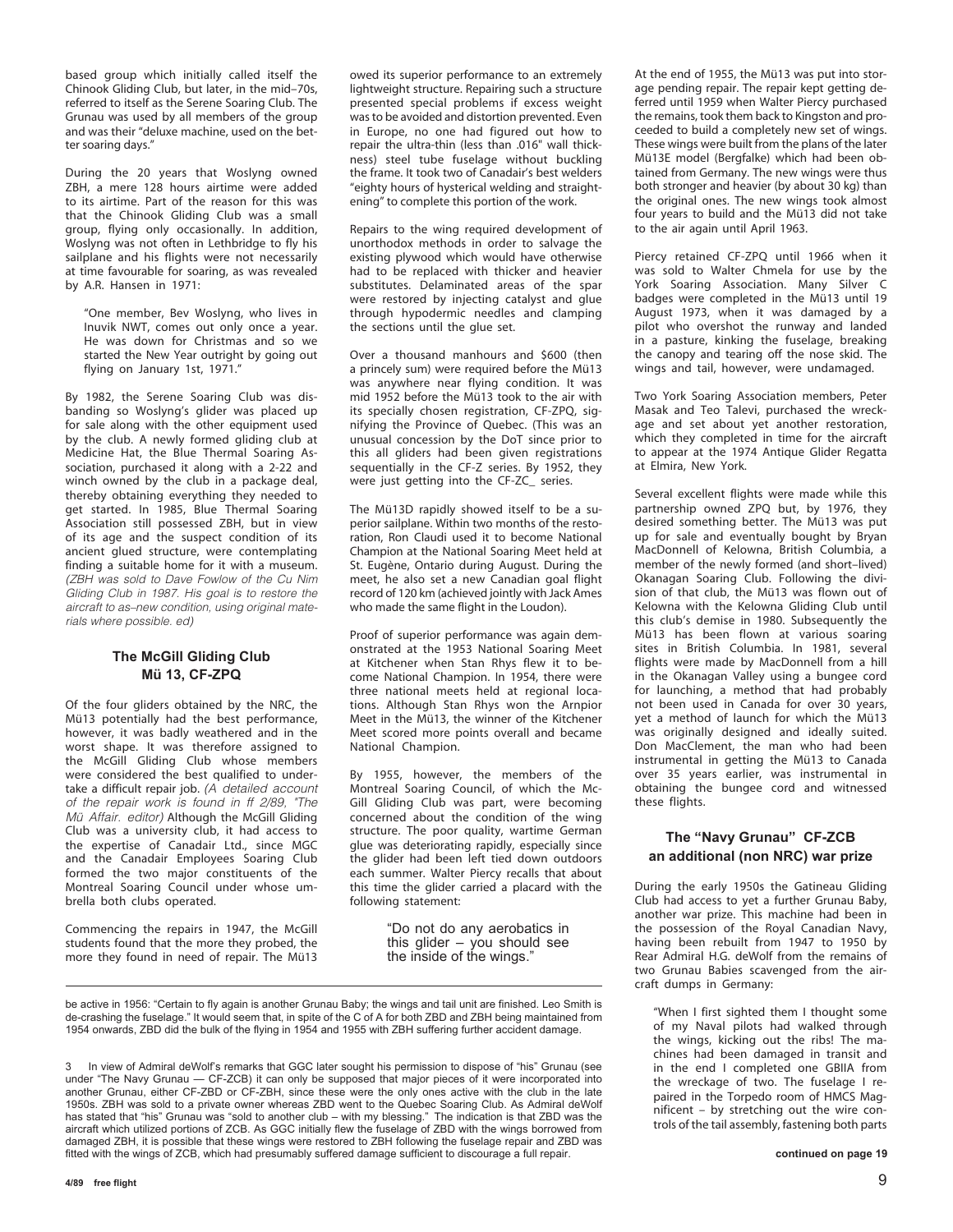based group which initially called itself the Chinook Gliding Club, but later, in the mid–70s, referred to itself as the Serene Soaring Club. The Grunau was used by all members of the group and was their "deluxe machine, used on the better soaring days."

During the 20 years that Woslyng owned ZBH, a mere 128 hours airtime were added to its airtime. Part of the reason for this was that the Chinook Gliding Club was a small group, flying only occasionally. In addition, Woslyng was not often in Lethbridge to fly his sailplane and his flights were not necessarily at time favourable for soaring, as was revealed by A.R. Hansen in 1971:

> "One member, Bev Woslyng, who lives in Inuvik NWT, comes out only once a year. He was down for Christmas and so we started the New Year outright by going out flying on January 1st, 1971."

By 1982, the Serene Soaring Club was disbanding so Woslyng's glider was placed up for sale along with the other equipment used by the club. A newly formed gliding club at Medicine Hat, the Blue Thermal Soaring Association, purchased it along with a 2-22 and winch owned by the club in a package deal, thereby obtaining everything they needed to get started. In 1985, Blue Thermal Soaring Association still possessed ZBH, but in view of its age and the suspect condition of its ancient glued structure, were contemplating finding a suitable home for it with a museum. *(ZBH was sold to Dave Fowlow of the Cu Nim Gliding Club in 1987. His goal is to restore the aircraft to as–new condition, using original materials where possible. ed)*

### The McGill Gliding Club Mü 13, CF-ZPQ

Of the four gliders obtained by the NRC, the Mü13 potentially had the best performance, however, it was badly weathered and in the worst shape. It was therefore assigned to the McGill Gliding Club whose members were considered the best qualified to undertake a difficult repair job. *(A detailed account of the repair work is found in ff 2/89, "The Mü Affair. editor)* Although the McGill Gliding Club was a university club, it had access to the expertise of Canadair Ltd., since MGC and the Canadair Employees Soaring Club formed the two major constituents of the Montreal Soaring Council under whose umbrella both clubs operated.

Commencing the repairs in 1947, the McGill students found that the more they probed, the more they found in need of repair. The Mü13 owed its superior performance to an extremely lightweight structure. Repairing such a structure presented special problems if excess weight was to be avoided and distortion prevented. Even in Europe, no one had figured out how to repair the ultra-thin (less than .016" wall thickness) steel tube fuselage without buckling the frame. It took two of Canadair's best welders "eighty hours of hysterical welding and straightening" to complete this portion of the work.

Repairs to the wing required development of unorthodox methods in order to salvage the existing plywood which would have otherwise had to be replaced with thicker and heavier substitutes. Delaminated areas of the spar were restored by injecting catalyst and glue through hypodermic needles and clamping the sections until the glue set.

Over a thousand manhours and $600 (then a princely sum) were required before the Mü13 was anywhere near flying condition. It was mid 1952 before the Mü13 took to the air with its specially chosen registration, CF-ZPQ, signifying the Province of Quebec. (This was an unusual concession by the DoT since prior to this all gliders had been given registrations sequentially in the CF-Z series. By 1952, they were just getting into the CF-ZC_ series.

The Mü13D rapidly showed itself to be a superior sailplane. Within two months of the restoration, Ron Claudi used it to become National Champion at the National Soaring Meet held at St. Eugène, Ontario during August. During the meet, he also set a new Canadian goal flight record of 120 km (achieved jointly with Jack Ames who made the same flight in the Loudon).

Proof of superior performance was again demonstrated at the 1953 National Soaring Meet at Kitchener when Stan Rhys flew it to become National Champion. In 1954, there were three national meets held at regional locations. Although Stan Rhys won the Arnpior Meet in the Mü13, the winner of the Kitchener Meet scored more points overall and became National Champion.

By 1955, however, the members of the Montreal Soaring Council, of which the McGill Gliding Club was part, were becoming concerned about the condition of the wing structure. The poor quality, wartime German glue was deteriorating rapidly, especially since the glider had been left tied down outdoors each summer. Walter Piercy recalls that about this time the glider carried a placard with the following statement:

> "Do not do any aerobatics in this glider – you should see the inside of the wings."

At the end of 1955, the Mü13 was put into storage pending repair. The repair kept getting deferred until 1959 when Walter Piercy purchased the remains, took them back to Kingston and proceeded to build a completely new set of wings. These wings were built from the plans of the later Mü13E model (Bergfalke) which had been obtained from Germany. The new wings were thus both stronger and heavier (by about 30 kg) than the original ones. The new wings took almost four years to build and the Mü13 did not take to the air again until April 1963.

Piercy retained CF-ZPQ until 1966 when it was sold to Walter Chmela for use by the York Soaring Association. Many Silver C badges were completed in the Mü13 until 19 August 1973, when it was damaged by a pilot who overshot the runway and landed in a pasture, kinking the fuselage, breaking the canopy and tearing off the nose skid. The wings and tail, however, were undamaged.

Two York Soaring Association members, Peter Masak and Teo Talevi, purchased the wreckage and set about yet another restoration, which they completed in time for the aircraft to appear at the 1974 Antique Glider Regatta at Elmira, New York.

Several excellent flights were made while this partnership owned ZPQ but, by 1976, they desired something better. The Mü13 was put up for sale and eventually bought by Bryan MacDonnell of Kelowna, British Columbia, a member of the newly formed (and short–lived) Okanagan Soaring Club. Following the division of that club, the Mü13 was flown out of Kelowna with the Kelowna Gliding Club until this club's demise in 1980. Subsequently the Mü13 has been flown at various soaring sites in British Columbia. In 1981, several flights were made by MacDonnell from a hill in the Okanagan Valley using a bungee cord for launching, a method that had probably not been used in Canada for over 30 years, yet a method of launch for which the Mü13 was originally designed and ideally suited. Don MacClement, the man who had been instrumental in getting the Mü13 to Canada over 35 years earlier, was instrumental in obtaining the bungee cord and witnessed these flights.

### The "Navy Grunau" CF-ZCB an additional (non NRC) war prize

During the early 1950s the Gatineau Gliding Club had access to yet a further Grunau Baby, another war prize. This machine had been in the possession of the Royal Canadian Navy, having been rebuilt from 1947 to 1950 by Rear Admiral H.G. deWolf from the remains of two Grunau Babies scavenged from the aircraft dumps in Germany:

> "When I first sighted them I thought some of my Naval pilots had walked through the wings, kicking out the ribs! The machines had been damaged in transit and in the end I completed one GBIIA from the wreckage of two. The fuselage I repaired in the Torpedo room of HMCS Magnificent – by stretching out the wire controls of the tail assembly, fastening both parts

**continued on page 19**

---

be active in 1956: "Certain to fly again is another Grunau Baby; the wings and tail unit are finished. Leo Smith is de-crashing the fuselage." It would seem that, in spite of the C of A for both ZBD and ZBH being maintained from 1954 onwards, ZBD did the bulk of the flying in 1954 and 1955 with ZBH suffering further accident damage.

3 In view of Admiral deWolf's remarks that GGC later sought his permission to dispose of "his" Grunau (see under "The Navy Grunau — CF-ZCB) it can only be supposed that major pieces of it were incorporated into another Grunau, either CF-ZBD or CF-ZBH, since these were the only ones active with the club in the late 1950s. ZBH was sold to a private owner whereas ZBD went to the Quebec Soaring Club. As Admiral deWolf has stated that "his" Grunau was "sold to another club – with my blessing." The indication is that ZBD was the aircraft which utilized portions of ZCB. As GGC initially flew the fuselage of ZBD with the wings borrowed from damaged ZBH, it is possible that these wings were restored to ZBH following the fuselage repair and ZBD was fitted with the wings of ZCB, which had presumably suffered damage sufficient to discourage a full repair.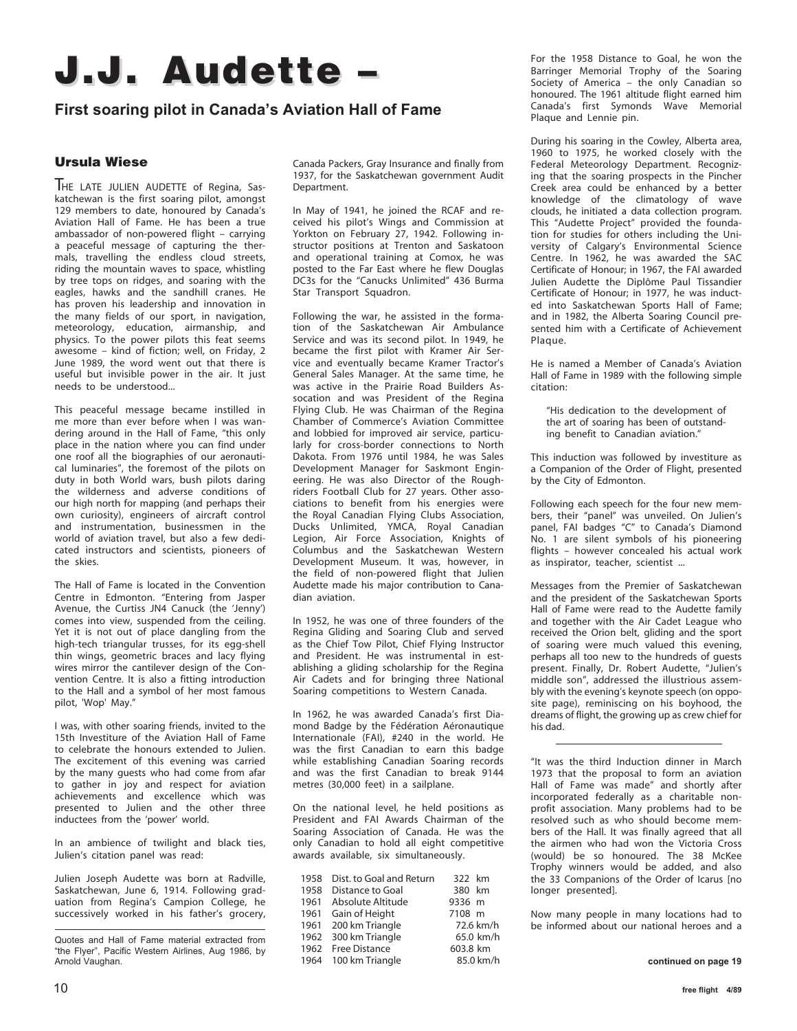# J.J. Audette –

## First soaring pilot in Canada's Aviation Hall of Fame

### Ursula Wiese

THE LATE JULIEN AUDETTE of Regina, Saskatchewan is the first soaring pilot, amongst 129 members to date, honoured by Canada's Aviation Hall of Fame. He has been a true ambassador of non-powered flight – carrying a peaceful message of capturing the thermals, travelling the endless cloud streets, riding the mountain waves to space, whistling by tree tops on ridges, and soaring with the eagles, hawks and the sandhill cranes. He has proven his leadership and innovation in the many fields of our sport, in navigation, meteorology, education, airmanship, and physics. To the power pilots this feat seems awesome – kind of fiction; well, on Friday, 2 June 1989, the word went out that there is useful but invisible power in the air. It just needs to be understood...

This peaceful message became instilled in me more than ever before when I was wandering around in the Hall of Fame, "this only place in the nation where you can find under one roof all the biographies of our aeronautical luminaries", the foremost of the pilots on duty in both World wars, bush pilots daring the wilderness and adverse conditions of our high north for mapping (and perhaps their own curiosity), engineers of aircraft control and instrumentation, businessmen in the world of aviation travel, but also a few dedicated instructors and scientists, pioneers of the skies.

The Hall of Fame is located in the Convention Centre in Edmonton. "Entering from Jasper Avenue, the Curtiss JN4 Canuck (the 'Jenny') comes into view, suspended from the ceiling. Yet it is not out of place dangling from the high-tech triangular trusses, for its egg-shell thin wings, geometric braces and lacy flying wires mirror the cantilever design of the Convention Centre. It is also a fitting introduction to the Hall and a symbol of her most famous pilot, 'Wop' May."

I was, with other soaring friends, invited to the 15th Investiture of the Aviation Hall of Fame to celebrate the honours extended to Julien. The excitement of this evening was carried by the many guests who had come from afar to gather in joy and respect for aviation achievements and excellence which was presented to Julien and the other three inductees from the 'power' world.

In an ambience of twilight and black ties, Julien's citation panel was read:

Julien Joseph Audette was born at Radville, Saskatchewan, June 6, 1914. Following graduation from Regina's Campion College, he successively worked in his father's grocery, Canada Packers, Gray Insurance and finally from 1937, for the Saskatchewan government Audit Department.

In May of 1941, he joined the RCAF and received his pilot's Wings and Commission at Yorkton on February 27, 1942. Following instructor positions at Trenton and Saskatoon and operational training at Comox, he was posted to the Far East where he flew Douglas DC3s for the "Canucks Unlimited" 436 Burma Star Transport Squadron.

Following the war, he assisted in the formation of the Saskatchewan Air Ambulance Service and was its second pilot. In 1949, he became the first pilot with Kramer Air Service and eventually became Kramer Tractor's General Sales Manager. At the same time, he was active in the Prairie Road Builders Association and was President of the Regina Flying Club. He was Chairman of the Regina Chamber of Commerce's Aviation Committee and lobbied for improved air service, particularly for cross-border connections to North Dakota. From 1976 until 1984, he was Sales Development Manager for Saskmont Engineering. He was also Director of the Roughriders Football Club for 27 years. Other associations to benefit from his energies were the Royal Canadian Flying Clubs Association, Ducks Unlimited, YMCA, Royal Canadian Legion, Air Force Association, Knights of Columbus and the Saskatchewan Western Development Museum. It was, however, in the field of non-powered flight that Julien Audette made his major contribution to Canadian aviation.

In 1952, he was one of three founders of the Regina Gliding and Soaring Club and served as the Chief Tow Pilot, Chief Flying Instructor and President. He was instrumental in establishing a gliding scholarship for the Regina Air Cadets and for bringing three National Soaring competitions to Western Canada.

In 1962, he was awarded Canada's first Diamond Badge by the Fédération Aéronautique Internationale (FAI), #240 in the world. He was the first Canadian to earn this badge while establishing Canadian Soaring records and was the first Canadian to break 9144 metres (30,000 feet) in a sailplane.

On the national level, he held positions as President and FAI Awards Chairman of the Soaring Association of Canada. He was the only Canadian to hold all eight competitive awards available, six simultaneously.

| | | |
|---|---|---|
| 1958 | Dist. to Goal and Return | 322 km |
| 1958 | Distance to Goal | 380 km |
| 1961 | Absolute Altitude | 9336 m |
| 1961 | Gain of Height | 7108 m |
| 1961 | 200 km Triangle | 72.6 km/h |
| 1962 | 300 km Triangle | 65.0 km/h |
| 1962 | Free Distance | 603.8 km |
| 1964 | 100 km Triangle | 85.0 km/h |

For the 1958 Distance to Goal, he won the Barringer Memorial Trophy of the Soaring Society of America – the only Canadian so honoured. The 1961 altitude flight earned him Canada's first Symonds Wave Memorial Plaque and Lennie pin.

During his soaring in the Cowley, Alberta area, 1960 to 1975, he worked closely with the Federal Meteorology Department. Recognizing that the soaring prospects in the Pincher Creek area could be enhanced by a better knowledge of the climatology of wave clouds, he initiated a data collection program. This "Audette Project" provided the foundation for studies for others including the University of Calgary's Environmental Science Centre. In 1962, he was awarded the SAC Certificate of Honour; in 1967, the FAI awarded Julien Audette the Diplôme Paul Tissandier Certificate of Honour; in 1977, he was inducted into Saskatchewan Sports Hall of Fame; and in 1982, the Alberta Soaring Council presented him with a Certificate of Achievement Plaque.

He is named a Member of Canada's Aviation Hall of Fame in 1989 with the following simple citation:

> "His dedication to the development of the art of soaring has been of outstanding benefit to Canadian aviation."

This induction was followed by investiture as a Companion of the Order of Flight, presented by the City of Edmonton.

Following each speech for the four new members, their "panel" was unveiled. On Julien's panel, FAI badges "C" to Canada's Diamond No. 1 are silent symbols of his pioneering flights – however concealed his actual work as inspirator, teacher, scientist ...

Messages from the Premier of Saskatchewan and the president of the Saskatchewan Sports Hall of Fame were read to the Audette family and together with the Air Cadet League who received the Orion belt, gliding and the sport of soaring were much valued this evening, perhaps all too new to the hundreds of guests present. Finally, Dr. Robert Audette, "Julien's middle son", addressed the illustrious assembly with the evening's keynote speech (on opposite page), reminiscing on his boyhood, the dreams of flight, the growing up as crew chief for his dad.

---

"It was the third Induction dinner in March 1973 that the proposal to form an aviation Hall of Fame was made" and shortly after incorporated federally as a charitable non-profit association. Many problems had to be resolved such as who should become members of the Hall. It was finally agreed that all the airmen who had won the Victoria Cross (would) be so honoured. The 38 McKee Trophy winners would be added, and also the 33 Companions of the Order of Icarus [no longer presented].

Now many people in many locations had to be informed about our national heroes and a

**continued on page 19**

---

Quotes and Hall of Fame material extracted from "the Flyer", Pacific Western Airlines, Aug 1986, by Arnold Vaughan.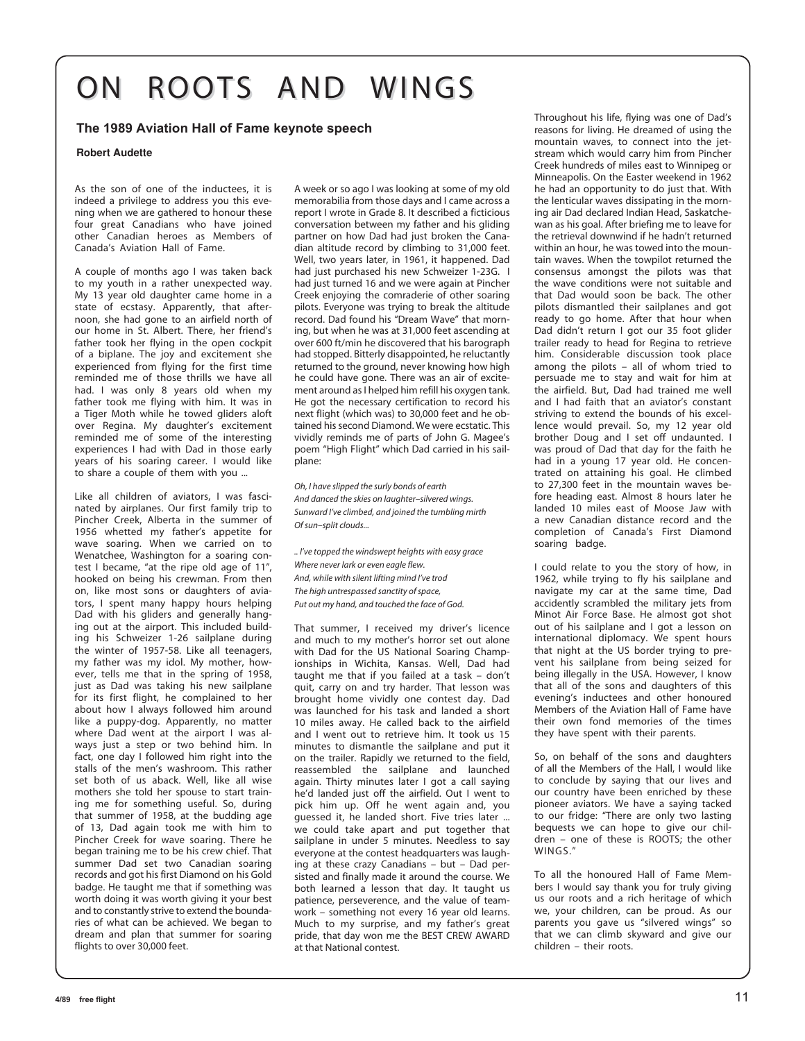# ON ROOTS AND WINGS

### The 1989 Aviation Hall of Fame keynote speech

**Robert Audette**

As the son of one of the inductees, it is indeed a privilege to address you this evening when we are gathered to honour these four great Canadians who have joined other Canadian heroes as Members of Canada's Aviation Hall of Fame.

A couple of months ago I was taken back to my youth in a rather unexpected way. My 13 year old daughter came home in a state of ecstasy. Apparently, that afternoon, she had gone to an airfield north of our home in St. Albert. There, her friend's father took her flying in the open cockpit of a biplane. The joy and excitement she experienced from flying for the first time reminded me of those thrills we have all had. I was only 8 years old when my father took me flying with him. It was in a Tiger Moth while he towed gliders aloft over Regina. My daughter's excitement reminded me of some of the interesting experiences I had with Dad in those early years of his soaring career. I would like to share a couple of them with you ...

Like all children of aviators, I was fascinated by airplanes. Our first family trip to Pincher Creek, Alberta in the summer of 1956 whetted my father's appetite for wave soaring. When we carried on to Wenatchee, Washington for a soaring contest I became, "at the ripe old age of 11", hooked on being his crewman. From then on, like most sons or daughters of aviators, I spent many happy hours helping Dad with his gliders and generally hanging out at the airport. This included building his Schweizer 1-26 sailplane during the winter of 1957-58. Like all teenagers, my father was my idol. My mother, however, tells me that in the spring of 1958, just as Dad was taking his new sailplane for its first flight, he complained to her about how I always followed him around like a puppy-dog. Apparently, no matter where Dad went at the airport I was always just a step or two behind him. In fact, one day I followed him right into the stalls of the men's washroom. This rather set both of us aback. Well, like all wise mothers she told her spouse to start training me for something useful. So, during that summer of 1958, at the budding age of 13, Dad again took me with him to Pincher Creek for wave soaring. There he began training me to be his crew chief. That summer Dad set two Canadian soaring records and got his first Diamond on his Gold badge. He taught me that if something was worth doing it was worth giving it your best and to constantly strive to extend the boundaries of what can be achieved. We began to dream and plan that summer for soaring flights to over 30,000 feet.

A week or so ago I was looking at some of my old memorabilia from those days and I came across a report I wrote in Grade 8. It described a ficticious conversation between my father and his gliding partner on how Dad had just broken the Canadian altitude record by climbing to 31,000 feet. Well, two years later, in 1961, it happened. Dad had just purchased his new Schweizer 1-23G. I had just turned 16 and we were again at Pincher Creek enjoying the comraderie of other soaring pilots. Everyone was trying to break the altitude record. Dad found his "Dream Wave" that morning, but when he was at 31,000 feet ascending at over 600 ft/min he discovered that his barograph had stopped. Bitterly disappointed, he reluctantly returned to the ground, never knowing how high he could have gone. There was an air of excitement around as I helped him refill his oxygen tank. He got the necessary certification to record his next flight (which was) to 30,000 feet and he obtained his second Diamond. We were ecstatic. This vividly reminds me of parts of John G. Magee's poem "High Flight" which Dad carried in his sailplane:

*Oh, I have slipped the surly bonds of earth*
*And danced the skies on laughter–silvered wings.*
*Sunward I've climbed, and joined the tumbling mirth*
*Of sun–split clouds...*

*.. I've topped the windswept heights with easy grace*
*Where never lark or even eagle flew.*
*And, while with silent lifting mind I've trod*
*The high untrespassed sanctity of space,*
*Put out my hand, and touched the face of God.*

That summer, I received my driver's licence and much to my mother's horror set out alone with Dad for the US National Soaring Championships in Wichita, Kansas. Well, Dad had taught me that if you failed at a task – don't quit, carry on and try harder. That lesson was brought home vividly one contest day. Dad was launched for his task and landed a short 10 miles away. He called back to the airfield and I went out to retrieve him. It took us 15 minutes to dismantle the sailplane and put it on the trailer. Rapidly we returned to the field, reassembled the sailplane and launched again. Thirty minutes later I got a call saying he'd landed just off the airfield. Out I went to pick him up. Off he went again and, you guessed it, he landed short. Five tries later ... we could take apart and put together that sailplane in under 5 minutes. Needless to say everyone at the contest headquarters was laughing at these crazy Canadians – but – Dad persisted and finally made it around the course. We both learned a lesson that day. It taught us patience, perseverence, and the value of teamwork – something not every 16 year old learns. Much to my surprise, and my father's great pride, that day won me the BEST CREW AWARD at that National contest.

Throughout his life, flying was one of Dad's reasons for living. He dreamed of using the mountain waves, to connect into the jetstream which would carry him from Pincher Creek hundreds of miles east to Winnipeg or Minneapolis. On the Easter weekend in 1962 he had an opportunity to do just that. With the lenticular waves dissipating in the morning air Dad declared Indian Head, Saskatchewan as his goal. After briefing me to leave for the retrieval downwind if he hadn't returned within an hour, he was towed into the mountain waves. When the towpilot returned the consensus amongst the pilots was that the wave conditions were not suitable and that Dad would soon be back. The other pilots dismantled their sailplanes and got ready to go home. After that hour when Dad didn't return I got our 35 foot glider trailer ready to head for Regina to retrieve him. Considerable discussion took place among the pilots – all of whom tried to persuade me to stay and wait for him at the airfield. But, Dad had trained me well and I had faith that an aviator's constant striving to extend the bounds of his excellence would prevail. So, my 12 year old brother Doug and I set off undaunted. I was proud of Dad that day for the faith he had in a young 17 year old. He concentrated on attaining his goal. He climbed to 27,300 feet in the mountain waves before heading east. Almost 8 hours later he landed 10 miles east of Moose Jaw with a new Canadian distance record and the completion of Canada's First Diamond soaring badge.

I could relate to you the story of how, in 1962, while trying to fly his sailplane and navigate my car at the same time, Dad accidently scrambled the military jets from Minot Air Force Base. He almost got shot out of his sailplane and I got a lesson on international diplomacy. We spent hours that night at the US border trying to prevent his sailplane from being seized for being illegally in the USA. However, I know that all of the sons and daughters of this evening's inductees and other honoured Members of the Aviation Hall of Fame have their own fond memories of the times they have spent with their parents.

So, on behalf of the sons and daughters of all the Members of the Hall, I would like to conclude by saying that our lives and our country have been enriched by these pioneer aviators. We have a saying tacked to our fridge: "There are only two lasting bequests we can hope to give our children – one of these is ROOTS; the other WINGS."

To all the honoured Hall of Fame Members I would say thank you for truly giving us our roots and a rich heritage of which we, your children, can be proud. As our parents you gave us "silvered wings" so that we can climb skyward and give our children – their roots.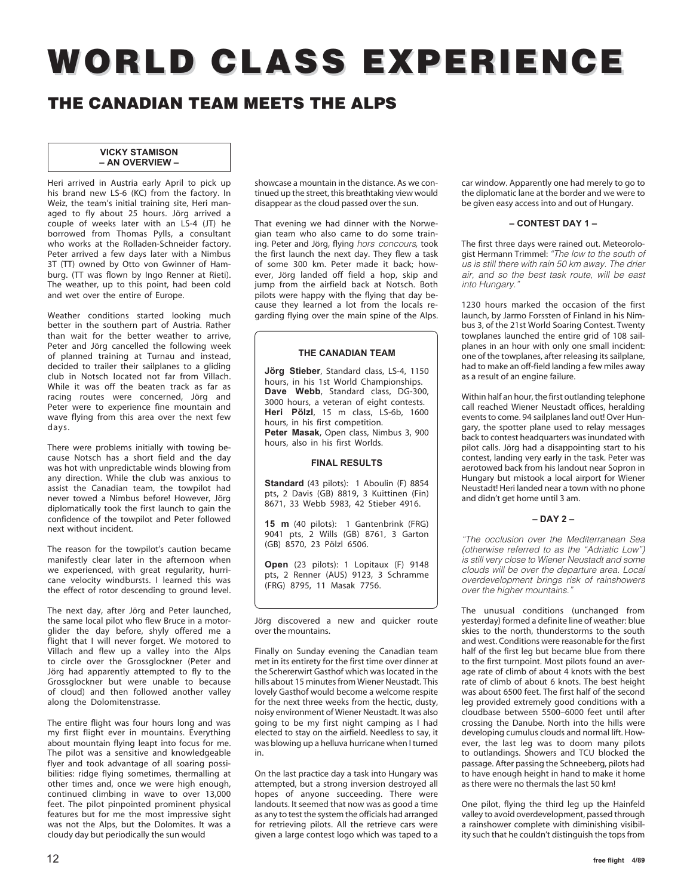# WORLD CLASS EXPERIENCE

## THE CANADIAN TEAM MEETS THE ALPS

### VICKY STAMISON – AN OVERVIEW –

Heri arrived in Austria early April to pick up his brand new LS-6 (KC) from the factory. In Weiz, the team's initial training site, Heri managed to fly about 25 hours. Jörg arrived a couple of weeks later with an LS-4 (JT) he borrowed from Thomas Pylls, a consultant who works at the Rolladen-Schneider factory. Peter arrived a few days later with a Nimbus 3T (TT) owned by Otto von Gwinner of Hamburg. (TT was flown by Ingo Renner at Rieti). The weather, up to this point, had been cold and wet over the entire of Europe.

Weather conditions started looking much better in the southern part of Austria. Rather than wait for the better weather to arrive, Peter and Jörg cancelled the following week of planned training at Turnau and instead, decided to trailer their sailplanes to a gliding club in Notsch located not far from Villach. While it was off the beaten track as far as racing routes were concerned, Jörg and Peter were to experience fine mountain and wave flying from this area over the next few days.

There were problems initially with towing because Notsch has a short field and the day was hot with unpredictable winds blowing from any direction. While the club was anxious to assist the Canadian team, the towpilot had never towed a Nimbus before! However, Jörg diplomatically took the first launch to gain the confidence of the towpilot and Peter followed next without incident.

The reason for the towpilot's caution became manifestly clear later in the afternoon when we experienced, with great regularity, hurricane velocity windbursts. I learned this was the effect of rotor descending to ground level.

The next day, after Jörg and Peter launched, the same local pilot who flew Bruce in a motorglider the day before, shyly offered me a flight that I will never forget. We motored to Villach and flew up a valley into the Alps to circle over the Grossglockner (Peter and Jörg had apparently attempted to fly to the Grossglockner but were unable to because of cloud) and then followed another valley along the Dolomitenstrasse.

The entire flight was four hours long and was my first flight ever in mountains. Everything about mountain flying leapt into focus for me. The pilot was a sensitive and knowledgeable flyer and took advantage of all soaring possibilities: ridge flying sometimes, thermalling at other times and, once we were high enough, continued climbing in wave to over 13,000 feet. The pilot pinpointed prominent physical features but for me the most impressive sight was not the Alps, but the Dolomites. It was a cloudy day but periodically the sun would showcase a mountain in the distance. As we continued up the street, this breathtaking view would disappear as the cloud passed over the sun.

That evening we had dinner with the Norwegian team who also came to do some training. Peter and Jörg, flying *hors concours*, took the first launch the next day. They flew a task of some 300 km. Peter made it back; however, Jörg landed off field a hop, skip and jump from the airfield back at Notsch. Both pilots were happy with the flying that day because they learned a lot from the locals regarding flying over the main spine of the Alps. Jörg discovered a new and quicker route over the mountains.

> **THE CANADIAN TEAM**
>
> **Jörg Stieber**, Standard class, LS-4, 1150 hours, in his 1st World Championships.
> **Dave Webb**, Standard class, DG-300, 3000 hours, a veteran of eight contests.
> **Heri Pölzl**, 15 m class, LS-6b, 1600 hours, in his first competition.
> **Peter Masak**, Open class, Nimbus 3, 900 hours, also in his first Worlds.
>
> **FINAL RESULTS**
>
> **Standard** (43 pilots): 1 Aboulin (F) 8854 pts, 2 Davis (GB) 8819, 3 Kuittinen (Fin) 8671, 33 Webb 5983, 42 Stieber 4916.
>
> **15 m** (40 pilots): 1 Gantenbrink (FRG) 9041 pts, 2 Wills (GB) 8761, 3 Garton (GB) 8570, 23 Pölzl 6506.
>
> **Open** (23 pilots): 1 Lopitaux (F) 9148 pts, 2 Renner (AUS) 9123, 3 Schramme (FRG) 8795, 11 Masak 7756.

Finally on Sunday evening the Canadian team met in its entirety for the first time over dinner at the Schererwirt Gasthof which was located in the hills about 15 minutes from Wiener Neustadt. This lovely Gasthof would become a welcome respite for the next three weeks from the hectic, dusty, noisy environment of Wiener Neustadt. It was also going to be my first night camping as I had elected to stay on the airfield. Needless to say, it was blowing up a helluva hurricane when I turned in.

On the last practice day a task into Hungary was attempted, but a strong inversion destroyed all hopes of anyone succeeding. There were landouts. It seemed that now was as good a time as any to test the system the officials had arranged for retrieving pilots. All the retrieve cars were given a large contest logo which was taped to a car window. Apparently one had merely to go to the diplomatic lane at the border and we were to be given easy access into and out of Hungary.

#### – CONTEST DAY 1 –

The first three days were rained out. Meteorologist Hermann Trimmel: *"The low to the south of us is still there with rain 50 km away. The drier air, and so the best task route, will be east into Hungary."*

1230 hours marked the occasion of the first launch, by Jarmo Forssten of Finland in his Nimbus 3, of the 21st World Soaring Contest. Twenty towplanes launched the entire grid of 108 sailplanes in an hour with only one small incident: one of the towplanes, after releasing its sailplane, had to make an off-field landing a few miles away as a result of an engine failure.

Within half an hour, the first outlanding telephone call reached Wiener Neustadt offices, heralding events to come. 94 sailplanes land out! Over Hungary, the spotter plane used to relay messages back to contest headquarters was inundated with pilot calls. Jörg had a disappointing start to his contest, landing very early in the task. Peter was aerotowed back from his landout near Sopron in Hungary but mistook a local airport for Wiener Neustadt! Heri landed near a town with no phone and didn't get home until 3 am.

#### – DAY 2 –

*"The occlusion over the Mediterranean Sea (otherwise referred to as the "Adriatic Low") is still very close to Wiener Neustadt and some clouds will be over the departure area. Local overdevelopment brings risk of rainshowers over the higher mountains."*

The unusual conditions (unchanged from yesterday) formed a definite line of weather: blue skies to the north, thunderstorms to the south and west. Conditions were reasonable for the first half of the first leg but became blue from there to the first turnpoint. Most pilots found an average rate of climb of about 4 knots with the best rate of climb of about 6 knots. The best height was about 6500 feet. The first half of the second leg provided extremely good conditions with a cloudbase between 5500–6000 feet until after crossing the Danube. North into the hills were developing cumulus clouds and normal lift. However, the last leg was to doom many pilots to outlandings. Showers and TCU blocked the passage. After passing the Schneeberg, pilots had to have enough height in hand to make it home as there were no thermals the last 50 km!

One pilot, flying the third leg up the Hainfeld valley to avoid overdevelopment, passed through a rainshower complete with diminishing visibility such that he couldn't distinguish the tops from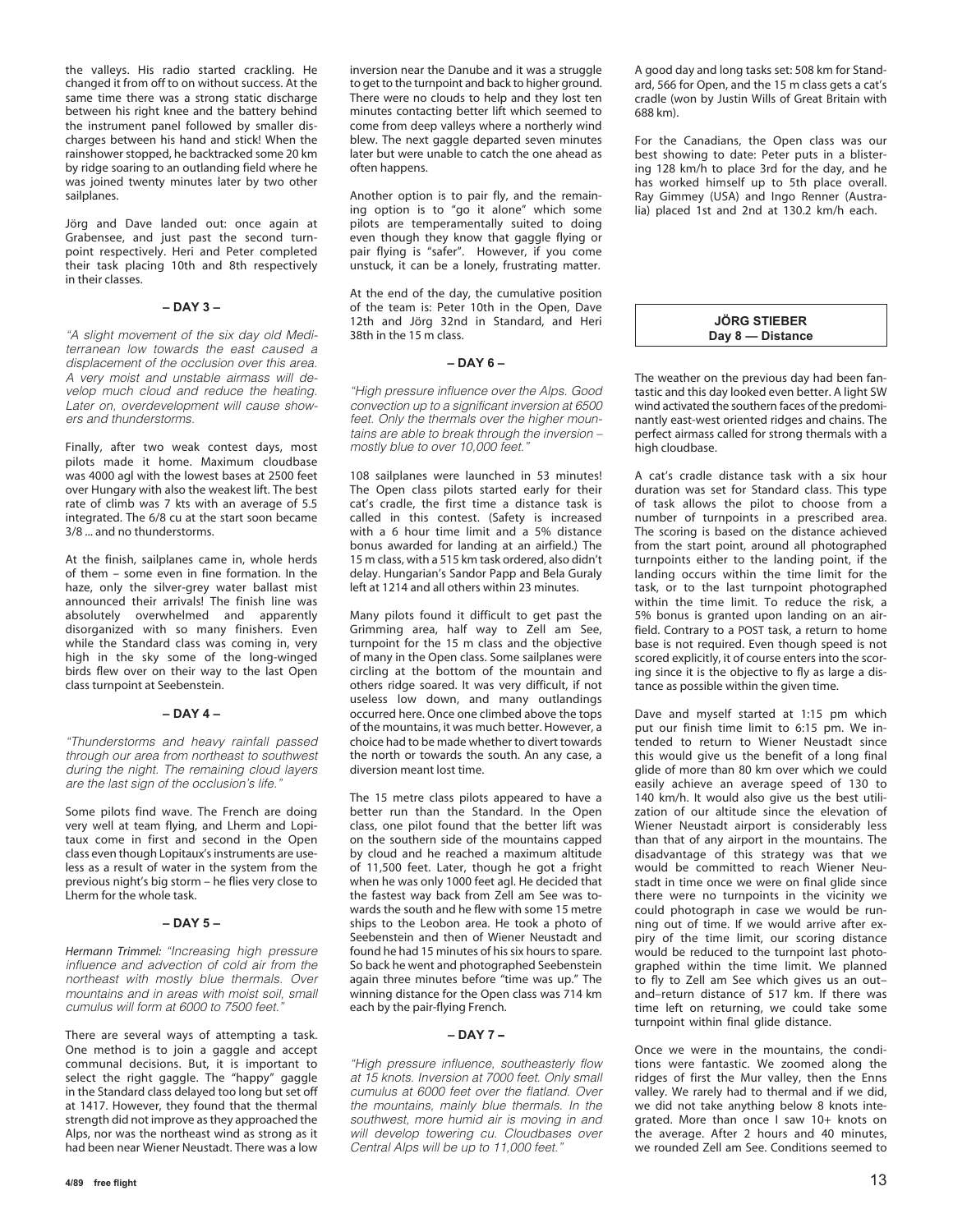the valleys. His radio started crackling. He changed it from off to on without success. At the same time there was a strong static discharge between his right knee and the battery behind the instrument panel followed by smaller discharges between his hand and stick! When the rainshower stopped, he backtracked some 20 km by ridge soaring to an outlanding field where he was joined twenty minutes later by two other sailplanes.

Jörg and Dave landed out: once again at Grabensee, and just past the second turnpoint respectively. Heri and Peter completed their task placing 10th and 8th respectively in their classes.

## – DAY 3 –

*"A slight movement of the six day old Mediterranean low towards the east caused a displacement of the occlusion over this area. A very moist and unstable airmass will develop much cloud and reduce the heating. Later on, overdevelopment will cause showers and thunderstorms.*

Finally, after two weak contest days, most pilots made it home. Maximum cloudbase was 4000 agl with the lowest bases at 2500 feet over Hungary with also the weakest lift. The best rate of climb was 7 kts with an average of 5.5 integrated. The 6/8 cu at the start soon became 3/8 ... and no thunderstorms.

At the finish, sailplanes came in, whole herds of them – some even in fine formation. In the haze, only the silver-grey water ballast mist announced their arrivals! The finish line was absolutely overwhelmed and apparently disorganized with so many finishers. Even while the Standard class was coming in, very high in the sky some of the long-winged birds flew over on their way to the last Open class turnpoint at Seebenstein.

## – DAY 4 –

*"Thunderstorms and heavy rainfall passed through our area from northeast to southwest during the night. The remaining cloud layers are the last sign of the occlusion's life."*

Some pilots find wave. The French are doing very well at team flying, and Lherm and Lopitaux come in first and second in the Open class even though Lopitaux's instruments are useless as a result of water in the system from the previous night's big storm – he flies very close to Lherm for the whole task.

## – DAY 5 –

*Hermann Trimmel: "Increasing high pressure influence and advection of cold air from the northeast with mostly blue thermals. Over mountains and in areas with moist soil, small cumulus will form at 6000 to 7500 feet."*

There are several ways of attempting a task. One method is to join a gaggle and accept communal decisions. But, it is important to select the right gaggle. The "happy" gaggle in the Standard class delayed too long but set off at 1417. However, they found that the thermal strength did not improve as they approached the Alps, nor was the northeast wind as strong as it had been near Wiener Neustadt. There was a low inversion near the Danube and it was a struggle to get to the turnpoint and back to higher ground. There were no clouds to help and they lost ten minutes contacting better lift which seemed to come from deep valleys where a northerly wind blew. The next gaggle departed seven minutes later but were unable to catch the one ahead as often happens.

Another option is to pair fly, and the remaining option is to "go it alone" which some pilots are temperamentally suited to doing even though they know that gaggle flying or pair flying is "safer". However, if you come unstuck, it can be a lonely, frustrating matter.

At the end of the day, the cumulative position of the team is: Peter 10th in the Open, Dave 12th and Jörg 32nd in Standard, and Heri 38th in the 15 m class.

## – DAY 6 –

*"High pressure influence over the Alps. Good convection up to a significant inversion at 6500 feet. Only the thermals over the higher mountains are able to break through the inversion – mostly blue to over 10,000 feet."*

108 sailplanes were launched in 53 minutes! The Open class pilots started early for their cat's cradle, the first time a distance task is called in this contest. (Safety is increased with a 6 hour time limit and a 5% distance bonus awarded for landing at an airfield.) The 15 m class, with a 515 km task ordered, also didn't delay. Hungarian's Sandor Papp and Bela Guraly left at 1214 and all others within 23 minutes.

Many pilots found it difficult to get past the Grimming area, half way to Zell am See, turnpoint for the 15 m class and the objective of many in the Open class. Some sailplanes were circling at the bottom of the mountain and others ridge soared. It was very difficult, if not useless low down, and many outlandings occurred here. Once one climbed above the tops of the mountains, it was much better. However, a choice had to be made whether to divert towards the north or towards the south. An any case, a diversion meant lost time.

The 15 metre class pilots appeared to have a better run than the Standard. In the Open class, one pilot found that the better lift was on the southern side of the mountains capped by cloud and he reached a maximum altitude of 11,500 feet. Later, though he got a fright when he was only 1000 feet agl. He decided that the fastest way back from Zell am See was towards the south and he flew with some 15 metre ships to the Leobon area. He took a photo of Seebenstein and then of Wiener Neustadt and found he had 15 minutes of his six hours to spare. So back he went and photographed Seebenstein again three minutes before "time was up." The winning distance for the Open class was 714 km each by the pair-flying French.

## – DAY 7 –

*"High pressure influence, southeasterly flow at 15 knots. Inversion at 7000 feet. Only small cumulus at 6000 feet over the flatland. Over the mountains, mainly blue thermals. In the southwest, more humid air is moving in and will develop towering cu. Cloudbases over Central Alps will be up to 11,000 feet."*

A good day and long tasks set: 508 km for Standard, 566 for Open, and the 15 m class gets a cat's cradle (won by Justin Wills of Great Britain with 688 km).

For the Canadians, the Open class was our best showing to date: Peter puts in a blistering 128 km/h to place 3rd for the day, and he has worked himself up to 5th place overall. Ray Gimmey (USA) and Ingo Renner (Australia) placed 1st and 2nd at 130.2 km/h each.

## JÖRG STIEBER
## Day 8 — Distance

The weather on the previous day had been fantastic and this day looked even better. A light SW wind activated the southern faces of the predominantly east-west oriented ridges and chains. The perfect airmass called for strong thermals with a high cloudbase.

A cat's cradle distance task with a six hour duration was set for Standard class. This type of task allows the pilot to choose from a number of turnpoints in a prescribed area. The scoring is based on the distance achieved from the start point, around all photographed turnpoints either to the landing point, if the landing occurs within the time limit for the task, or to the last turnpoint photographed within the time limit. To reduce the risk, a 5% bonus is granted upon landing on an airfield. Contrary to a POST task, a return to home base is not required. Even though speed is not scored explicitly, it of course enters into the scoring since it is the objective to fly as large a distance as possible within the given time.

Dave and myself started at 1:15 pm which put our finish time limit to 6:15 pm. We intended to return to Wiener Neustadt since this would give us the benefit of a long final glide of more than 80 km over which we could easily achieve an average speed of 130 to 140 km/h. It would also give us the best utilization of our altitude since the elevation of Wiener Neustadt airport is considerably less than that of any airport in the mountains. The disadvantage of this strategy was that we would be committed to reach Wiener Neustadt in time once we were on final glide since there were no turnpoints in the vicinity we could photograph in case we would be running out of time. If we would arrive after expiry of the time limit, our scoring distance would be reduced to the turnpoint last photographed within the time limit. We planned to fly to Zell am See which gives us an out–and–return distance of 517 km. If there was time left on returning, we could take some turnpoint within final glide distance.

Once we were in the mountains, the conditions were fantastic. We zoomed along the ridges of first the Mur valley, then the Enns valley. We rarely had to thermal and if we did, we did not take anything below 8 knots integrated. More than once I saw 10+ knots on the average. After 2 hours and 40 minutes, we rounded Zell am See. Conditions seemed to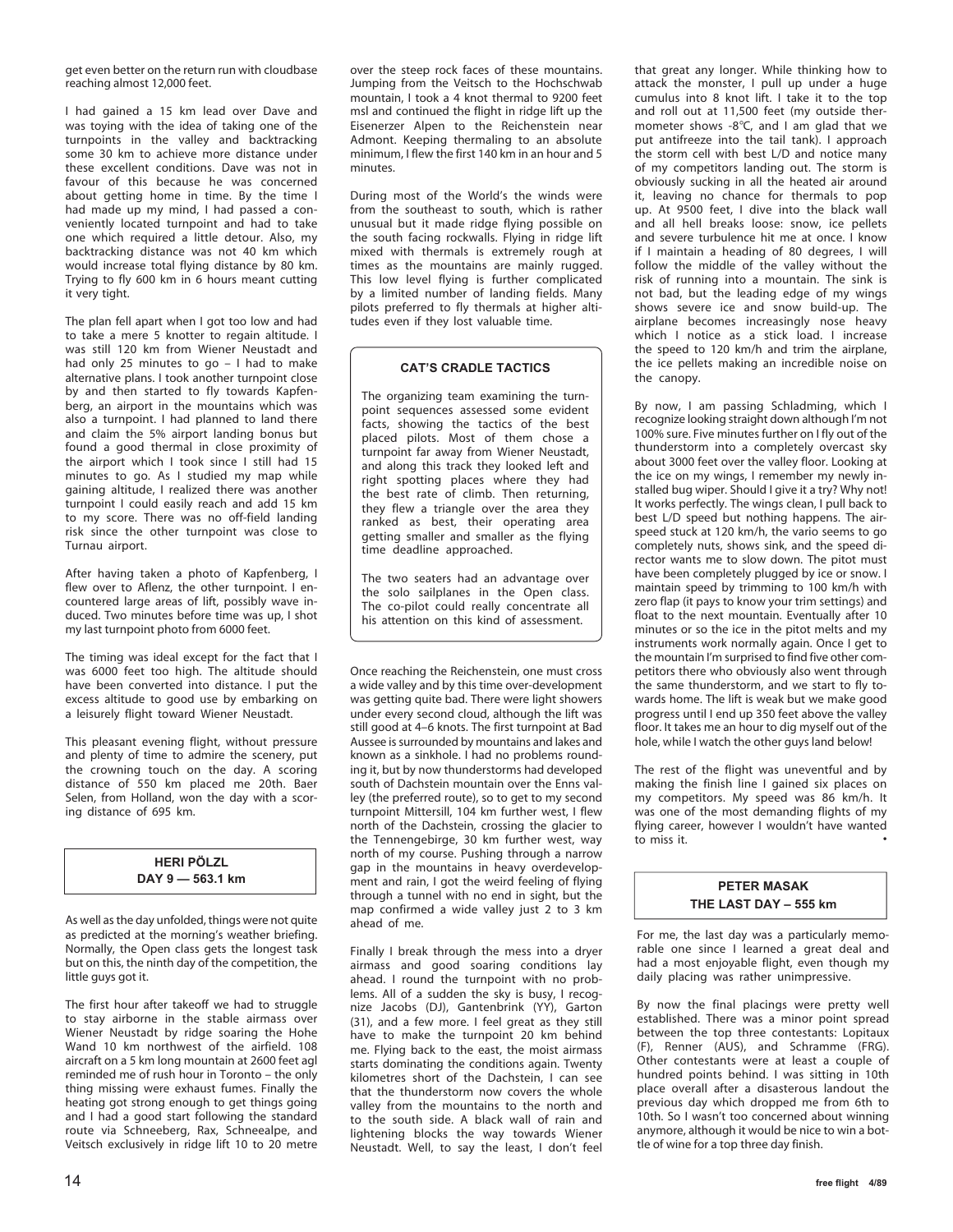get even better on the return run with cloudbase reaching almost 12,000 feet.

I had gained a 15 km lead over Dave and was toying with the idea of taking one of the turnpoints in the valley and backtracking some 30 km to achieve more distance under these excellent conditions. Dave was not in favour of this because he was concerned about getting home in time. By the time I had made up my mind, I had passed a conveniently located turnpoint and had to take one which required a little detour. Also, my backtracking distance was not 40 km which would increase total flying distance by 80 km. Trying to fly 600 km in 6 hours meant cutting it very tight.

The plan fell apart when I got too low and had to take a mere 5 knotter to regain altitude. I was still 120 km from Wiener Neustadt and had only 25 minutes to go – I had to make alternative plans. I took another turnpoint close by and then started to fly towards Kapfenberg, an airport in the mountains which was also a turnpoint. I had planned to land there and claim the 5% airport landing bonus but found a good thermal in close proximity of the airport which I took since I still had 15 minutes to go. As I studied my map while gaining altitude, I realized there was another turnpoint I could easily reach and add 15 km to my score. There was no off-field landing risk since the other turnpoint was close to Turnau airport.

After having taken a photo of Kapfenberg, I flew over to Aflenz, the other turnpoint. I encountered large areas of lift, possibly wave induced. Two minutes before time was up, I shot my last turnpoint photo from 6000 feet.

The timing was ideal except for the fact that I was 6000 feet too high. The altitude should have been converted into distance. I put the excess altitude to good use by embarking on a leisurely flight toward Wiener Neustadt.

This pleasant evening flight, without pressure and plenty of time to admire the scenery, put the crowning touch on the day. A scoring distance of 550 km placed me 20th. Baer Selen, from Holland, won the day with a scoring distance of 695 km.

## HERI PÖLZL
## DAY 9 — 563.1 km

As well as the day unfolded, things were not quite as predicted at the morning's weather briefing. Normally, the Open class gets the longest task but on this, the ninth day of the competition, the little guys got it.

The first hour after takeoff we had to struggle to stay airborne in the stable airmass over Wiener Neustadt by ridge soaring the Hohe Wand 10 km northwest of the airfield. 108 aircraft on a 5 km long mountain at 2600 feet agl reminded me of rush hour in Toronto – the only thing missing were exhaust fumes. Finally the heating got strong enough to get things going and I had a good start following the standard route via Schneeberg, Rax, Schneealpe, and Veitsch exclusively in ridge lift 10 to 20 metre over the steep rock faces of these mountains. Jumping from the Veitsch to the Hochschwab mountain, I took a 4 knot thermal to 9200 feet msl and continued the flight in ridge lift up the Eisenerzer Alpen to the Reichenstein near Admont. Keeping thermaling to an absolute minimum, I flew the first 140 km in an hour and 5 minutes.

During most of the World's the winds were from the southeast to south, which is rather unusual but it made ridge flying possible on the south facing rockwalls. Flying in ridge lift mixed with thermals is extremely rough at times as the mountains are mainly rugged. This low level flying is further complicated by a limited number of landing fields. Many pilots preferred to fly thermals at higher altitudes even if they lost valuable time.

### CAT'S CRADLE TACTICS

The organizing team examining the turnpoint sequences assessed some evident facts, showing the tactics of the best placed pilots. Most of them chose a turnpoint far away from Wiener Neustadt, and along this track they looked left and right spotting places where they had the best rate of climb. Then returning, they flew a triangle over the area they ranked as best, their operating area getting smaller and smaller as the flying time deadline approached.

The two seaters had an advantage over the solo sailplanes in the Open class. The co-pilot could really concentrate all his attention on this kind of assessment.

Once reaching the Reichenstein, one must cross a wide valley and by this time over-development was getting quite bad. There were light showers under every second cloud, although the lift was still good at 4–6 knots. The first turnpoint at Bad Aussee is surrounded by mountains and lakes and known as a sinkhole. I had no problems rounding it, but by now thunderstorms had developed south of Dachstein mountain over the Enns valley (the preferred route), so to get to my second turnpoint Mittersill, 104 km further west, I flew north of the Dachstein, crossing the glacier to the Tennengebirge, 30 km further west, way north of my course. Pushing through a narrow gap in the mountains in heavy overdevelopment and rain, I got the weird feeling of flying through a tunnel with no end in sight, but the map confirmed a wide valley just 2 to 3 km ahead of me.

Finally I break through the mess into a dryer airmass and good soaring conditions lay ahead. I round the turnpoint with no problems. All of a sudden the sky is busy, I recognize Jacobs (DJ), Gantenbrink (YY), Garton (31), and a few more. I feel great as they still have to make the turnpoint 20 km behind me. Flying back to the east, the moist airmass starts dominating the conditions again. Twenty kilometres short of the Dachstein, I can see that the thunderstorm now covers the whole valley from the mountains to the north and to the south side. A black wall of rain and lightening blocks the way towards Wiener Neustadt. Well, to say the least, I don't feel that great any longer. While thinking how to attack the monster, I pull up under a huge cumulus into 8 knot lift. I take it to the top and roll out at 11,500 feet (my outside thermometer shows -8°C, and I am glad that we put antifreeze into the tail tank). I approach the storm cell with best L/D and notice many of my competitors landing out. The storm is obviously sucking in all the heated air around it, leaving no chance for thermals to pop up. At 9500 feet, I dive into the black wall and all hell breaks loose: snow, ice pellets and severe turbulence hit me at once. I know if I maintain a heading of 80 degrees, I will follow the middle of the valley without the risk of running into a mountain. The sink is not bad, but the leading edge of my wings shows severe ice and snow build-up. The airplane becomes increasingly nose heavy which I notice as a stick load. I increase the speed to 120 km/h and trim the airplane, the ice pellets making an incredible noise on the canopy.

By now, I am passing Schladming, which I recognize looking straight down although I'm not 100% sure. Five minutes further on I fly out of the thunderstorm into a completely overcast sky about 3000 feet over the valley floor. Looking at the ice on my wings, I remember my newly installed bug wiper. Should I give it a try? Why not! It works perfectly. The wings clean, I pull back to best L/D speed but nothing happens. The airspeed stuck at 120 km/h, the vario seems to go completely nuts, shows sink, and the speed director wants me to slow down. The pitot must have been completely plugged by ice or snow. I maintain speed by trimming to 100 km/h with zero flap (it pays to know your trim settings) and float to the next mountain. Eventually after 10 minutes or so the ice in the pitot melts and my instruments work normally again. Once I get to the mountain I'm surprised to find five other competitors there who obviously also went through the same thunderstorm, and we start to fly towards home. The lift is weak but we make good progress until I end up 350 feet above the valley floor. It takes me an hour to dig myself out of the hole, while I watch the other guys land below!

The rest of the flight was uneventful and by making the finish line I gained six places on my competitors. My speed was 86 km/h. It was one of the most demanding flights of my flying career, however I wouldn't have wanted to miss it. •

## PETER MASAK
## THE LAST DAY – 555 km

For me, the last day was a particularly memorable one since I learned a great deal and had a most enjoyable flight, even though my daily placing was rather unimpressive.

By now the final placings were pretty well established. There was a minor point spread between the top three contestants: Lopitaux (F), Renner (AUS), and Schramme (FRG). Other contestants were at least a couple of hundred points behind. I was sitting in 10th place overall after a disasterous landout the previous day which dropped me from 6th to 10th. So I wasn't too concerned about winning anymore, although it would be nice to win a bottle of wine for a top three day finish.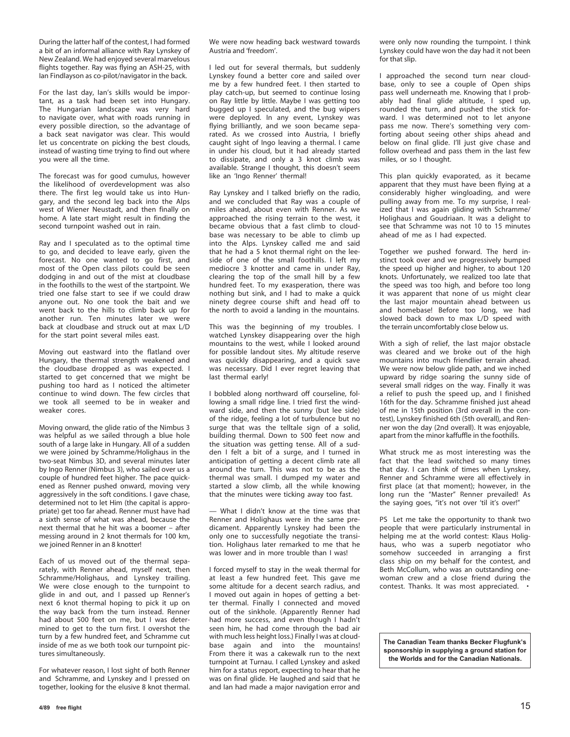During the latter half of the contest, I had formed a bit of an informal alliance with Ray Lynskey of New Zealand. We had enjoyed several marvelous flights together. Ray was flying an ASH-25, with Ian Findlayson as co-pilot/navigator in the back.

For the last day, Ian's skills would be important, as a task had been set into Hungary. The Hungarian landscape was very hard to navigate over, what with roads running in every possible direction, so the advantage of a back seat navigator was clear. This would let us concentrate on picking the best clouds, instead of wasting time trying to find out where you were all the time.

The forecast was for good cumulus, however the likelihood of overdevelopment was also there. The first leg would take us into Hungary, and the second leg back into the Alps west of Wiener Neustadt, and then finally on home. A late start might result in finding the second turnpoint washed out in rain.

Ray and I speculated as to the optimal time to go, and decided to leave early, given the forecast. No one wanted to go first, and most of the Open class pilots could be seen dodging in and out of the mist at cloudbase in the foothills to the west of the startpoint. We tried one false start to see if we could draw anyone out. No one took the bait and we went back to the hills to climb back up for another run. Ten minutes later we were back at cloudbase and struck out at max L/D for the start point several miles east.

Moving out eastward into the flatland over Hungary, the thermal strength weakened and the cloudbase dropped as was expected. I started to get concerned that we might be pushing too hard as I noticed the altimeter continue to wind down. The few circles that we took all seemed to be in weaker and weaker cores.

Moving onward, the glide ratio of the Nimbus 3 was helpful as we sailed through a blue hole south of a large lake in Hungary. All of a sudden we were joined by Schramme/Holighaus in the two-seat Nimbus 3D, and several minutes later by Ingo Renner (Nimbus 3), who sailed over us a couple of hundred feet higher. The pace quickened as Renner pushed onward, moving very aggressively in the soft conditions. I gave chase, determined not to let Him (the capital is appropriate) get too far ahead. Renner must have had a sixth sense of what was ahead, because the next thermal that he hit was a boomer – after messing around in 2 knot thermals for 100 km, we joined Renner in an 8 knotter!

Each of us moved out of the thermal separately, with Renner ahead, myself next, then Schramme/Holighaus, and Lynskey trailing. We were close enough to the turnpoint to glide in and out, and I passed up Renner's next 6 knot thermal hoping to pick it up on the way back from the turn instead. Renner had about 500 feet on me, but I was determined to get to the turn first. I overshot the turn by a few hundred feet, and Schramme cut inside of me as we both took our turnpoint pictures simultaneously.

For whatever reason, I lost sight of both Renner and Schramme, and Lynskey and I pressed on together, looking for the elusive 8 knot thermal. We were now heading back westward towards Austria and 'freedom'.

I led out for several thermals, but suddenly Lynskey found a better core and sailed over me by a few hundred feet. I then started to play catch-up, but seemed to continue losing on Ray little by little. Maybe I was getting too bugged up I speculated, and the bug wipers were deployed. In any event, Lynskey was flying brilliantly, and we soon became separated. As we crossed into Austria, I briefly caught sight of Ingo leaving a thermal. I came in under his cloud, but it had already started to dissipate, and only a 3 knot climb was available. Strange I thought, this doesn't seem like an 'Ingo Renner' thermal!

Ray Lynskey and I talked briefly on the radio, and we concluded that Ray was a couple of miles ahead, about even with Renner. As we approached the rising terrain to the west, it became obvious that a fast climb to cloudbase was necessary to be able to climb up into the Alps. Lynskey called me and said that he had a 5 knot thermal right on the leeside of one of the small foothills. I left my mediocre 3 knotter and came in under Ray, clearing the top of the small hill by a few hundred feet. To my exasperation, there was nothing but sink, and I had to make a quick ninety degree course shift and head off to the north to avoid a landing in the mountains.

This was the beginning of my troubles. I watched Lynskey disappearing over the high mountains to the west, while I looked around for possible landout sites. My altitude reserve was quickly disappearing, and a quick save was necessary. Did I ever regret leaving that last thermal early!

I bobbled along northward off courseline, following a small ridge line. I tried first the windward side, and then the sunny (but lee side) of the ridge, feeling a lot of turbulence but no surge that was the telltale sign of a solid, building thermal. Down to 500 feet now and the situation was getting tense. All of a sudden I felt a bit of a surge, and I turned in anticipation of getting a decent climb rate all around the turn. This was not to be as the thermal was small. I dumped my water and started a slow climb, all the while knowing that the minutes were ticking away too fast.

— What I didn't know at the time was that Renner and Holighaus were in the same predicament. Apparently Lynskey had been the only one to successfully negotiate the transition. Holighaus later remarked to me that he was lower and in more trouble than I was!

I forced myself to stay in the weak thermal for at least a few hundred feet. This gave me some altitude for a decent search radius, and I moved out again in hopes of getting a better thermal. Finally I connected and moved out of the sinkhole. (Apparently Renner had had more success, and even though I hadn't seen him, he had come through the bad air with much less height loss.) Finally I was at cloudbase again and into the mountains! From there it was a cakewalk run to the next turnpoint at Turnau. I called Lynskey and asked him for a status report, expecting to hear that he was on final glide. He laughed and said that he and Ian had made a major navigation error and were only now rounding the turnpoint. I think Lynskey could have won the day had it not been for that slip.

I approached the second turn near cloudbase, only to see a couple of Open ships pass well underneath me. Knowing that I probably had final glide altitude, I sped up, rounded the turn, and pushed the stick forward. I was determined not to let anyone pass me now. There's something very comforting about seeing other ships ahead and below on final glide. I'll just give chase and follow overhead and pass them in the last few miles, or so I thought.

This plan quickly evaporated, as it became apparent that they must have been flying at a considerably higher wingloading, and were pulling away from me. To my surprise, I realized that I was again gliding with Schramme/Holighaus and Goudriaan. It was a delight to see that Schramme was not 10 to 15 minutes ahead of me as I had expected.

Together we pushed forward. The herd instinct took over and we progressively bumped the speed up higher and higher, to about 120 knots. Unfortunately, we realized too late that the speed was too high, and before too long it was apparent that none of us might clear the last major mountain ahead between us and homebase! Before too long, we had slowed back down to max L/D speed with the terrain uncomfortably close below us.

With a sigh of relief, the last major obstacle was cleared and we broke out of the high mountains into much friendlier terrain ahead. We were now below glide path, and we inched upward by ridge soaring the sunny side of several small ridges on the way. Finally it was a relief to push the speed up, and I finished 16th for the day. Schramme finished just ahead of me in 15th position (3rd overall in the contest), Lynskey finished 6th (5th overall), and Renner won the day (2nd overall). It was enjoyable, apart from the minor kaffuffle in the foothills.

What struck me as most interesting was the fact that the lead switched so many times that day. I can think of times when Lynskey, Renner and Schramme were all effectively in first place (at that moment); however, in the long run the "Master" Renner prevailed! As the saying goes, "it's not over 'til it's over!"

PS Let me take the opportunity to thank two people that were particularly instrumental in helping me at the world contest: Klaus Holighaus, who was a superb negotiator who somehow succeeded in arranging a first class ship on my behalf for the contest, and Beth McCollum, who was an outstanding one-woman crew and a close friend during the contest. Thanks. It was most appreciated. •

**The Canadian Team thanks Becker Flugfunk's sponsorship in supplying a ground station for the Worlds and for the Canadian Nationals.**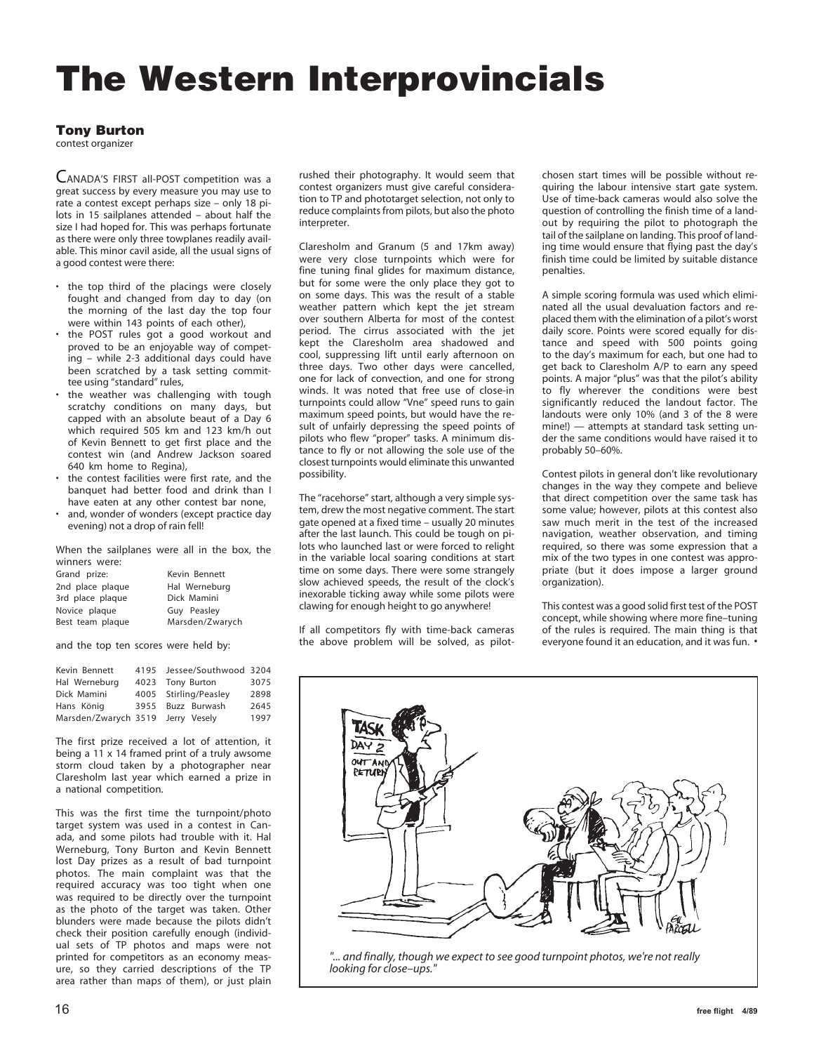# The Western Interprovincials

**Tony Burton**
contest organizer

CANADA'S FIRST all-POST competition was a great success by every measure you may use to rate a contest except perhaps size – only 18 pilots in 15 sailplanes attended – about half the size I had hoped for. This was perhaps fortunate as there were only three towplanes readily available. This minor cavil aside, all the usual signs of a good contest were there:

- the top third of the placings were closely fought and changed from day to day (on the morning of the last day the top four were within 143 points of each other),
- the POST rules got a good workout and proved to be an enjoyable way of competing – while 2-3 additional days could have been scratched by a task setting committee using "standard" rules,
- the weather was challenging with tough scratchy conditions on many days, but capped with an absolute beaut of a Day 6 which required 505 km and 123 km/h out of Kevin Bennett to get first place and the contest win (and Andrew Jackson soared 640 km home to Regina),
- the contest facilities were first rate, and the banquet had better food and drink than I have eaten at any other contest bar none,
- and, wonder of wonders (except practice day evening) not a drop of rain fell!

When the sailplanes were all in the box, the winners were:

| | |
|---|---|
| Grand prize: | Kevin Bennett |
| 2nd place plaque | Hal Werneburg |
| 3rd place plaque | Dick Mamini |
| Novice plaque | Guy Peasley |
| Best team plaque | Marsden/Zwarych |

and the top ten scores were held by:

| | | | |
|---|---|---|---|
| Kevin Bennett | 4195 | Jessee/Southwood | 3204 |
| Hal Werneburg | 4023 | Tony Burton | 3075 |
| Dick Mamini | 4005 | Stirling/Peasley | 2898 |
| Hans König | 3955 | Buzz Burwash | 2645 |
| Marsden/Zwarych | 3519 | Jerry Vesely | 1997 |

The first prize received a lot of attention, it being a 11 x 14 framed print of a truly awsome storm cloud taken by a photographer near Claresholm last year which earned a prize in a national competition.

This was the first time the turnpoint/photo target system was used in a contest in Canada, and some pilots had trouble with it. Hal Werneburg, Tony Burton and Kevin Bennett lost Day prizes as a result of bad turnpoint photos. The main complaint was that the required accuracy was too tight when one was required to be directly over the turnpoint as the photo of the target was taken. Other blunders were made because the pilots didn't check their position carefully enough (individual sets of TP photos and maps were not printed for competitors as an economy measure, so they carried descriptions of the TP area rather than maps of them), or just plain rushed their photography. It would seem that contest organizers must give careful consideration to TP and phototarget selection, not only to reduce complaints from pilots, but also the photo interpreter.

Claresholm and Granum (5 and 17km away) were very close turnpoints which were for fine tuning final glides for maximum distance, but for some were the only place they got to on some days. This was the result of a stable weather pattern which kept the jet stream over southern Alberta for most of the contest period. The cirrus associated with the jet kept the Claresholm area shadowed and cool, suppressing lift until early afternoon on three days. Two other days were cancelled, one for lack of convection, and one for strong winds. It was noted that free use of close-in turnpoints could allow "Vne" speed runs to gain maximum speed points, but would have the result of unfairly depressing the speed points of pilots who flew "proper" tasks. A minimum distance to fly or not allowing the sole use of the closest turnpoints would eliminate this unwanted possibility.

The "racehorse" start, although a very simple system, drew the most negative comment. The start gate opened at a fixed time – usually 20 minutes after the last launch. This could be tough on pilots who launched last or were forced to relight in the variable local soaring conditions at start time on some days. There were some strangely slow achieved speeds, the result of the clock's inexorable ticking away while some pilots were clawing for enough height to go anywhere!

If all competitors fly with time-back cameras the above problem will be solved, as pilot-chosen start times will be possible without requiring the labour intensive start gate system. Use of time-back cameras would also solve the question of controlling the finish time of a landout by requiring the pilot to photograph the tail of the sailplane on landing. This proof of landing time would ensure that flying past the day's finish time could be limited by suitable distance penalties.

A simple scoring formula was used which eliminated all the usual devaluation factors and replaced them with the elimination of a pilot's worst daily score. Points were scored equally for distance and speed with 500 points going to the day's maximum for each, but one had to get back to Claresholm A/P to earn any speed points. A major "plus" was that the pilot's ability to fly wherever the conditions were best significantly reduced the landout factor. The landouts were only 10% (and 3 of the 8 were mine!) — attempts at standard task setting under the same conditions would have raised it to probably 50–60%.

Contest pilots in general don't like revolutionary changes in the way they compete and believe that direct competition over the same task has some value; however, pilots at this contest also saw much merit in the test of the increased navigation, weather observation, and timing required, so there was some expression that a mix of the two types in one contest was appropriate (but it does impose a larger ground organization).

This contest was a good solid first test of the POST concept, while showing where more fine–tuning of the rules is required. The main thing is that everyone found it an education, and it was fun. •

*"... and finally, though we expect to see good turnpoint photos, we're not really looking for close–ups."*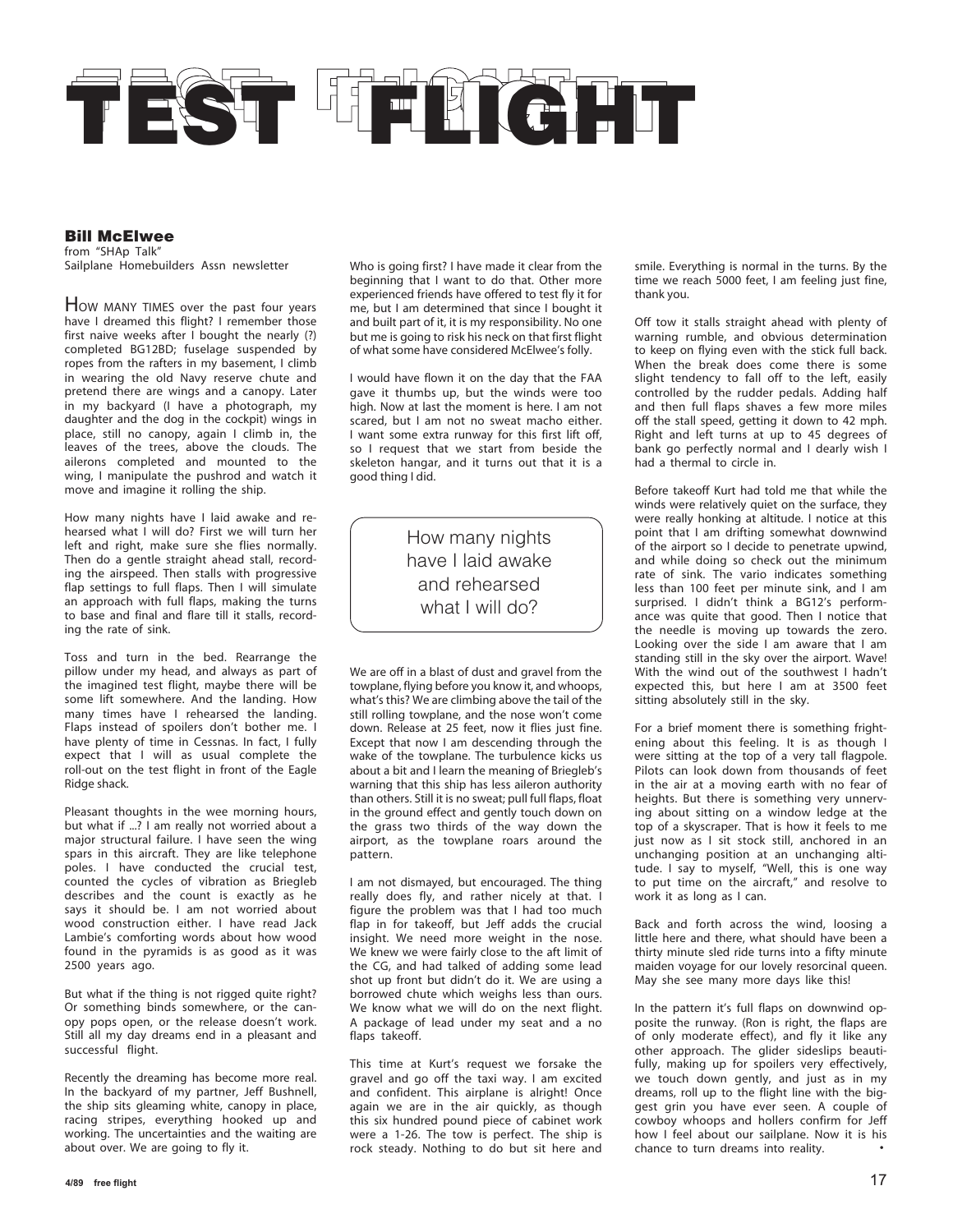# TEST FLIGHT

**Bill McElwee**
from "SHAp Talk"
Sailplane Homebuilders Assn newsletter

HOW MANY TIMES over the past four years have I dreamed this flight? I remember those first naive weeks after I bought the nearly (?) completed BG12BD; fuselage suspended by ropes from the rafters in my basement, I climb in wearing the old Navy reserve chute and pretend there are wings and a canopy. Later in my backyard (I have a photograph, my daughter and the dog in the cockpit) wings in place, still no canopy, again I climb in, the leaves of the trees, above the clouds. The ailerons completed and mounted to the wing, I manipulate the pushrod and watch it move and imagine it rolling the ship.

How many nights have I laid awake and rehearsed what I will do? First we will turn her left and right, make sure she flies normally. Then do a gentle straight ahead stall, recording the airspeed. Then stalls with progressive flap settings to full flaps. Then I will simulate an approach with full flaps, making the turns to base and final and flare till it stalls, recording the rate of sink.

Toss and turn in the bed. Rearrange the pillow under my head, and always as part of the imagined test flight, maybe there will be some lift somewhere. And the landing. How many times have I rehearsed the landing. Flaps instead of spoilers don't bother me. I have plenty of time in Cessnas. In fact, I fully expect that I will as usual complete the roll-out on the test flight in front of the Eagle Ridge shack.

Pleasant thoughts in the wee morning hours, but what if ...? I am really not worried about a major structural failure. I have seen the wing spars in this aircraft. They are like telephone poles. I have conducted the crucial test, counted the cycles of vibration as Briegleb describes and the count is exactly as he says it should be. I am not worried about wood construction either. I have read Jack Lambie's comforting words about how wood found in the pyramids is as good as it was 2500 years ago.

But what if the thing is not rigged quite right? Or something binds somewhere, or the canopy pops open, or the release doesn't work. Still all my day dreams end in a pleasant and successful flight.

Recently the dreaming has become more real. In the backyard of my partner, Jeff Bushnell, the ship sits gleaming white, canopy in place, racing stripes, everything hooked up and working. The uncertainties and the waiting are about over. We are going to fly it.

Who is going first? I have made it clear from the beginning that I want to do that. Other more experienced friends have offered to test fly it for me, but I am determined that since I bought it and built part of it, it is my responsibility. No one but me is going to risk his neck on that first flight of what some have considered McElwee's folly.

I would have flown it on the day that the FAA gave it thumbs up, but the winds were too high. Now at last the moment is here. I am not scared, but I am not no sweat macho either. I want some extra runway for this first lift off, so I request that we start from beside the skeleton hangar, and it turns out that it is a good thing I did.

> How many nights have I laid awake and rehearsed what I will do?

We are off in a blast of dust and gravel from the towplane, flying before you know it, and whoops, what's this? We are climbing above the tail of the still rolling towplane, and the nose won't come down. Release at 25 feet, now it flies just fine. Except that now I am descending through the wake of the towplane. The turbulence kicks us about a bit and I learn the meaning of Briegleb's warning that this ship has less aileron authority than others. Still it is no sweat; pull full flaps, float in the ground effect and gently touch down on the grass two thirds of the way down the airport, as the towplane roars around the pattern.

I am not dismayed, but encouraged. The thing really does fly, and rather nicely at that. I figure the problem was that I had too much flap in for takeoff, but Jeff adds the crucial insight. We need more weight in the nose. We knew we were fairly close to the aft limit of the CG, and had talked of adding some lead shot up front but didn't do it. We are using a borrowed chute which weighs less than ours. We know what we will do on the next flight. A package of lead under my seat and a no flaps takeoff.

This time at Kurt's request we forsake the gravel and go off the taxi way. I am excited and confident. This airplane is alright! Once again we are in the air quickly, as though this six hundred pound piece of cabinet work were a 1-26. The tow is perfect. The ship is rock steady. Nothing to do but sit here and smile. Everything is normal in the turns. By the time we reach 5000 feet, I am feeling just fine, thank you.

Off tow it stalls straight ahead with plenty of warning rumble, and obvious determination to keep on flying even with the stick full back. When the break does come there is some slight tendency to fall off to the left, easily controlled by the rudder pedals. Adding half and then full flaps shaves a few more miles off the stall speed, getting it down to 42 mph. Right and left turns at up to 45 degrees of bank go perfectly normal and I dearly wish I had a thermal to circle in.

Before takeoff Kurt had told me that while the winds were relatively quiet on the surface, they were really honking at altitude. I notice at this point that I am drifting somewhat downwind of the airport so I decide to penetrate upwind, and while doing so check out the minimum rate of sink. The vario indicates something less than 100 feet per minute sink, and I am surprised. I didn't think a BG12's performance was quite that good. Then I notice that the needle is moving up towards the zero. Looking over the side I am aware that I am standing still in the sky over the airport. Wave! With the wind out of the southwest I hadn't expected this, but here I am at 3500 feet sitting absolutely still in the sky.

For a brief moment there is something frightening about this feeling. It is as though I were sitting at the top of a very tall flagpole. Pilots can look down from thousands of feet in the air at a moving earth with no fear of heights. But there is something very unnerving about sitting on a window ledge at the top of a skyscraper. That is how it feels to me just now as I sit stock still, anchored in an unchanging position at an unchanging altitude. I say to myself, "Well, this is one way to put time on the aircraft," and resolve to work it as long as I can.

Back and forth across the wind, loosing a little here and there, what should have been a thirty minute sled ride turns into a fifty minute maiden voyage for our lovely resorcinal queen. May she see many more days like this!

In the pattern it's full flaps on downwind opposite the runway. (Ron is right, the flaps are of only moderate effect), and fly it like any other approach. The glider sideslips beautifully, making up for spoilers very effectively, we touch down gently, and just as in my dreams, roll up to the flight line with the biggest grin you have ever seen. A couple of cowboy whoops and hollers confirm for Jeff how I feel about our sailplane. Now it is his chance to turn dreams into reality. •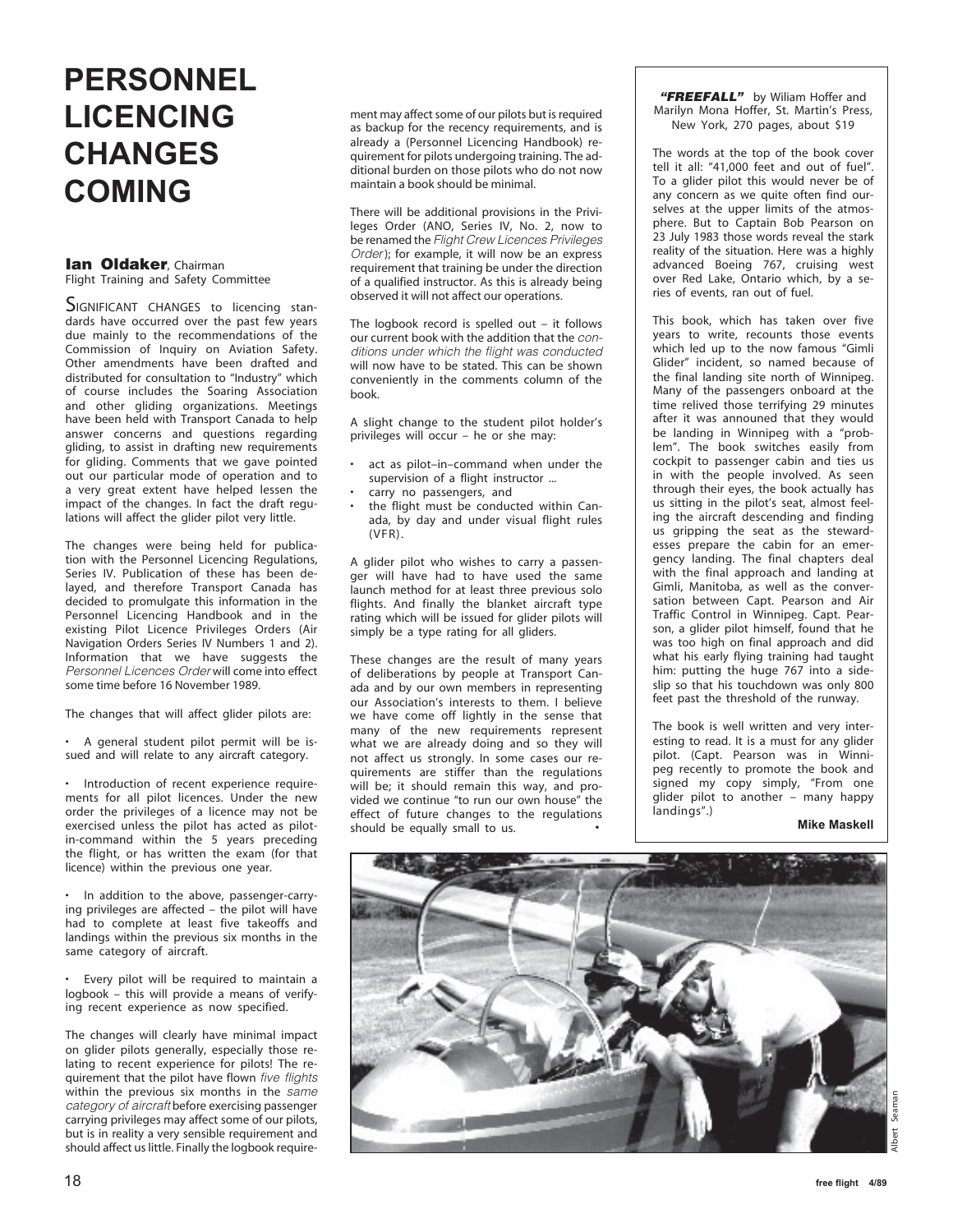# PERSONNEL LICENCING CHANGES COMING

**Ian Oldaker**, Chairman
Flight Training and Safety Committee

SIGNIFICANT CHANGES to licencing standards have occurred over the past few years due mainly to the recommendations of the Commission of Inquiry on Aviation Safety. Other amendments have been drafted and distributed for consultation to "Industry" which of course includes the Soaring Association and other gliding organizations. Meetings have been held with Transport Canada to help answer concerns and questions regarding gliding, to assist in drafting new requirements for gliding. Comments that we gave pointed out our particular mode of operation and to a very great extent have helped lessen the impact of the changes. In fact the draft regulations will affect the glider pilot very little.

The changes were being held for publication with the Personnel Licencing Regulations, Series IV. Publication of these has been delayed, and therefore Transport Canada has decided to promulgate this information in the Personnel Licencing Handbook and in the existing Pilot Licence Privileges Orders (Air Navigation Orders Series IV Numbers 1 and 2). Information that we have suggests the *Personnel Licences Order* will come into effect some time before 16 November 1989.

The changes that will affect glider pilots are:

- A general student pilot permit will be issued and will relate to any aircraft category.
- Introduction of recent experience requirements for all pilot licences. Under the new order the privileges of a licence may not be exercised unless the pilot has acted as pilot-in-command within the 5 years preceding the flight, or has written the exam (for that licence) within the previous one year.
- In addition to the above, passenger-carrying privileges are affected – the pilot will have had to complete at least five takeoffs and landings within the previous six months in the same category of aircraft.
- Every pilot will be required to maintain a logbook – this will provide a means of verifying recent experience as now specified.

The changes will clearly have minimal impact on glider pilots generally, especially those relating to recent experience for pilots! The requirement that the pilot have flown *five flights* within the previous six months in the *same category of aircraft* before exercising passenger carrying privileges may affect some of our pilots, but is in reality a very sensible requirement and should affect us little. Finally the logbook requirement may affect some of our pilots but is required as backup for the recency requirements, and is already a (Personnel Licencing Handbook) requirement for pilots undergoing training. The additional burden on those pilots who do not now maintain a book should be minimal.

There will be additional provisions in the Privileges Order (ANO, Series IV, No. 2, now to be renamed the *Flight Crew Licences Privileges Order*); for example, it will now be an express requirement that training be under the direction of a qualified instructor. As this is already being observed it will not affect our operations.

The logbook record is spelled out – it follows our current book with the addition that the *conditions under which the flight was conducted* will now have to be stated. This can be shown conveniently in the comments column of the book.

A slight change to the student pilot holder's privileges will occur – he or she may:

- act as pilot–in–command when under the supervision of a flight instructor ...
- carry no passengers, and
- the flight must be conducted within Canada, by day and under visual flight rules (VFR).

A glider pilot who wishes to carry a passenger will have had to have used the same launch method for at least three previous solo flights. And finally the blanket aircraft type rating which will be issued for glider pilots will simply be a type rating for all gliders.

These changes are the result of many years of deliberations by people at Transport Canada and by our own members in representing our Association's interests to them. I believe we have come off lightly in the sense that many of the new requirements represent what we are already doing and so they will not affect us strongly. In some cases our requirements are stiffer than the regulations will be; it should remain this way, and provided we continue "to run our own house" the effect of future changes to the regulations should be equally small to us. •

---

***"FREEFALL"*** by Wiliam Hoffer and Marilyn Mona Hoffer, St. Martin's Press, New York, 270 pages, about $19

The words at the top of the book cover tell it all: "41,000 feet and out of fuel". To a glider pilot this would never be of any concern as we quite often find ourselves at the upper limits of the atmosphere. But to Captain Bob Pearson on 23 July 1983 those words reveal the stark reality of the situation. Here was a highly advanced Boeing 767, cruising west over Red Lake, Ontario which, by a series of events, ran out of fuel.

This book, which has taken over five years to write, recounts those events which led up to the now famous "Gimli Glider" incident, so named because of the final landing site north of Winnipeg. Many of the passengers onboard at the time relived those terrifying 29 minutes after it was announed that they would be landing in Winnipeg with a "problem". The book switches easily from cockpit to passenger cabin and ties us in with the people involved. As seen through their eyes, the book actually has us sitting in the pilot's seat, almost feeling the aircraft descending and finding us gripping the seat as the stewardesses prepare the cabin for an emergency landing. The final chapters deal with the final approach and landing at Gimli, Manitoba, as well as the conversation between Capt. Pearson and Air Traffic Control in Winnipeg. Capt. Pearson, a glider pilot himself, found that he was too high on final approach and did what his early flying training had taught him: putting the huge 767 into a sideslip so that his touchdown was only 800 feet past the threshold of the runway.

The book is well written and very interesting to read. It is a must for any glider pilot. (Capt. Pearson was in Winnipeg recently to promote the book and signed my copy simply, "From one glider pilot to another – many happy landings".)

**Mike Maskell**

Albert Seaman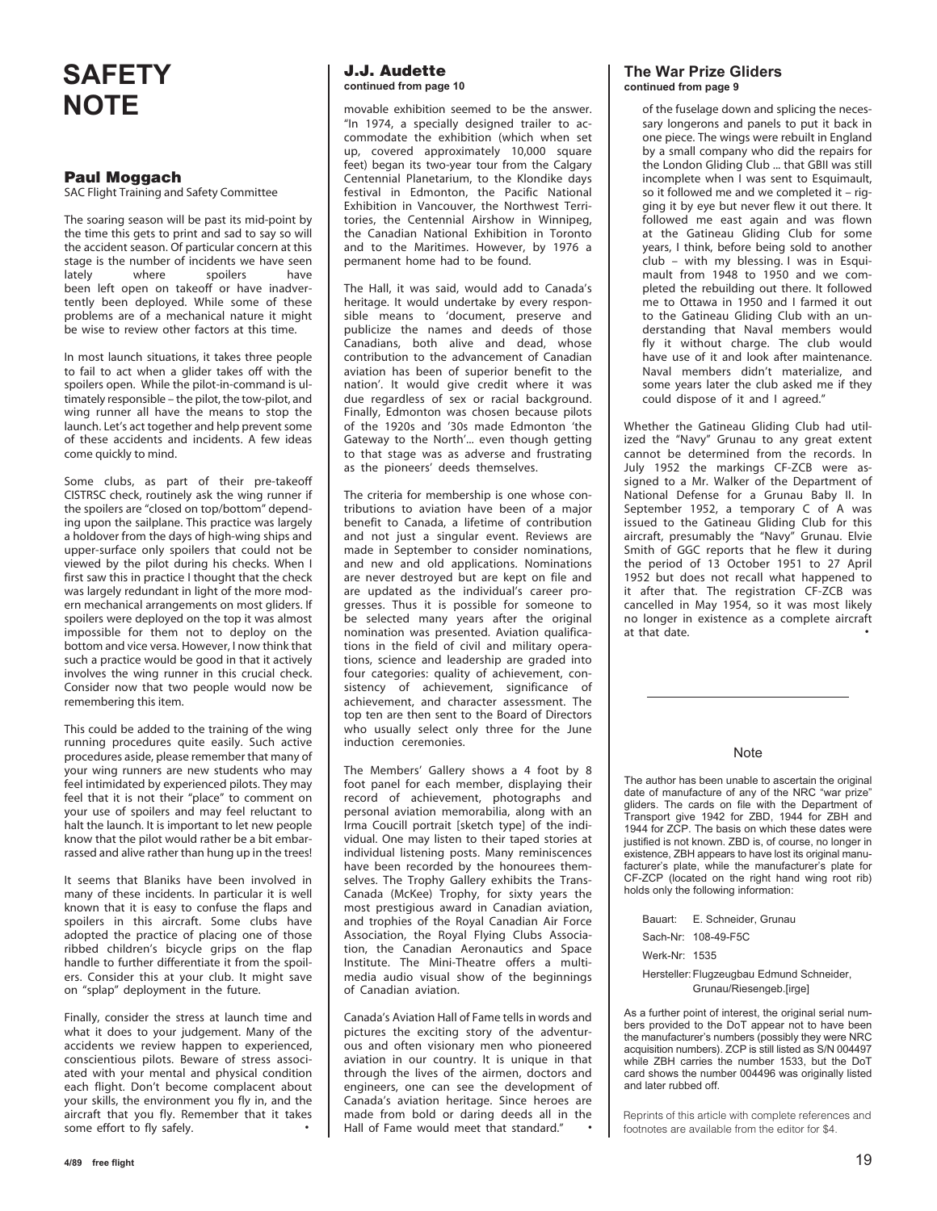# SAFETY NOTE

## Paul Moggach

SAC Flight Training and Safety Committee

The soaring season will be past its mid-point by the time this gets to print and sad to say so will the accident season. Of particular concern at this stage is the number of incidents we have seen lately where spoilers have been left open on takeoff or have inadvertently been deployed. While some of these problems are of a mechanical nature it might be wise to review other factors at this time.

In most launch situations, it takes three people to fail to act when a glider takes off with the spoilers open. While the pilot-in-command is ultimately responsible – the pilot, the tow-pilot, and wing runner all have the means to stop the launch. Let's act together and help prevent some of these accidents and incidents. A few ideas come quickly to mind.

Some clubs, as part of their pre-takeoff CISTRSC check, routinely ask the wing runner if the spoilers are "closed on top/bottom" depending upon the sailplane. This practice was largely a holdover from the days of high-wing ships and upper-surface only spoilers that could not be viewed by the pilot during his checks. When I first saw this in practice I thought that the check was largely redundant in light of the more modern mechanical arrangements on most gliders. If spoilers were deployed on the top it was almost impossible for them not to deploy on the bottom and vice versa. However, I now think that such a practice would be good in that it actively involves the wing runner in this crucial check. Consider now that two people would now be remembering this item.

This could be added to the training of the wing running procedures quite easily. Such active procedures aside, please remember that many of your wing runners are new students who may feel intimidated by experienced pilots. They may feel that it is not their "place" to comment on your use of spoilers and may feel reluctant to halt the launch. It is important to let new people know that the pilot would rather be a bit embarrassed and alive rather than hung up in the trees!

It seems that Blaniks have been involved in many of these incidents. In particular it is well known that it is easy to confuse the flaps and spoilers in this aircraft. Some clubs have adopted the practice of placing one of those ribbed children's bicycle grips on the flap handle to further differentiate it from the spoilers. Consider this at your club. It might save on "splap" deployment in the future.

Finally, consider the stress at launch time and what it does to your judgement. Many of the accidents we review happen to experienced, conscientious pilots. Beware of stress associated with your mental and physical condition each flight. Don't become complacent about your skills, the environment you fly in, and the aircraft that you fly. Remember that it takes some effort to fly safely. •

## J.J. Audette

**continued from page 10**

movable exhibition seemed to be the answer. "In 1974, a specially designed trailer to accommodate the exhibition (which when set up, covered approximately 10,000 square feet) began its two-year tour from the Calgary Centennial Planetarium, to the Klondike days festival in Edmonton, the Pacific National Exhibition in Vancouver, the Northwest Territories, the Centennial Airshow in Winnipeg, the Canadian National Exhibition in Toronto and to the Maritimes. However, by 1976 a permanent home had to be found.

The Hall, it was said, would add to Canada's heritage. It would undertake by every responsible means to 'document, preserve and publicize the names and deeds of those Canadians, both alive and dead, whose contribution to the advancement of Canadian aviation has been of superior benefit to the nation'. It would give credit where it was due regardless of sex or racial background. Finally, Edmonton was chosen because pilots of the 1920s and '30s made Edmonton 'the Gateway to the North'... even though getting to that stage was as adverse and frustrating as the pioneers' deeds themselves.

The criteria for membership is one whose contributions to aviation have been of a major benefit to Canada, a lifetime of contribution and not just a singular event. Reviews are made in September to consider nominations, and new and old applications. Nominations are never destroyed but are kept on file and are updated as the individual's career progresses. Thus it is possible for someone to be selected many years after the original nomination was presented. Aviation qualifications in the field of civil and military operations, science and leadership are graded into four categories: quality of achievement, consistency of achievement, significance of achievement, and character assessment. The top ten are then sent to the Board of Directors who usually select only three for the June induction ceremonies.

The Members' Gallery shows a 4 foot by 8 foot panel for each member, displaying their record of achievement, photographs and personal aviation memorabilia, along with an Irma Coucill portrait [sketch type] of the individual. One may listen to their taped stories at individual listening posts. Many reminiscences have been recorded by the honourees themselves. The Trophy Gallery exhibits the Trans-Canada (McKee) Trophy, for sixty years the most prestigious award in Canadian aviation, and trophies of the Royal Canadian Air Force Association, the Royal Flying Clubs Association, the Canadian Aeronautics and Space Institute. The Mini-Theatre offers a multimedia audio visual show of the beginnings of Canadian aviation.

Canada's Aviation Hall of Fame tells in words and pictures the exciting story of the adventurous and often visionary men who pioneered aviation in our country. It is unique in that through the lives of the airmen, doctors and engineers, one can see the development of Canada's aviation heritage. Since heroes are made from bold or daring deeds all in the Hall of Fame would meet that standard." •

## The War Prize Gliders

**continued from page 9**

of the fuselage down and splicing the necessary longerons and panels to put it back in one piece. The wings were rebuilt in England by a small company who did the repairs for the London Gliding Club ... that GBII was still incomplete when I was sent to Esquimault, so it followed me and we completed it – rigging it by eye but never flew it out there. It followed me east again and was flown at the Gatineau Gliding Club for some years, I think, before being sold to another club – with my blessing. I was in Esquimault from 1948 to 1950 and we completed the rebuilding out there. It followed me to Ottawa in 1950 and I farmed it out to the Gatineau Gliding Club with an understanding that Naval members would fly it without charge. The club would have use of it and look after maintenance. Naval members didn't materialize, and some years later the club asked me if they could dispose of it and I agreed."

Whether the Gatineau Gliding Club had utilized the "Navy" Grunau to any great extent cannot be determined from the records. In July 1952 the markings CF-ZCB were assigned to a Mr. Walker of the Department of National Defense for a Grunau Baby II. In September 1952, a temporary C of A was issued to the Gatineau Gliding Club for this aircraft, presumably the "Navy" Grunau. Elvie Smith of GGC reports that he flew it during the period of 13 October 1951 to 27 April 1952 but does not recall what happened to it after that. The registration CF-ZCB was cancelled in May 1954, so it was most likely no longer in existence as a complete aircraft at that date. •

---

### Note

The author has been unable to ascertain the original date of manufacture of any of the NRC "war prize" gliders. The cards on file with the Department of Transport give 1942 for ZBD, 1944 for ZBH and 1944 for ZCP. The basis on which these dates were justified is not known. ZBD is, of course, no longer in existence, ZBH appears to have lost its original manufacturer's plate, while the manufacturer's plate for CF-ZCP (located on the right hand wing root rib) holds only the following information:

Bauart: E. Schneider, Grunau
Sach-Nr: 108-49-F5C
Werk-Nr: 1535
Hersteller: Flugzeugbau Edmund Schneider, Grunau/Riesengeb.[irge]

As a further point of interest, the original serial numbers provided to the DoT appear not to have been the manufacturer's numbers (possibly they were NRC acquisition numbers). ZCP is still listed as S/N 004497 while ZBH carries the number 1533, but the DoT card shows the number 004496 was originally listed and later rubbed off.

Reprints of this article with complete references and footnotes are available from the editor for $4.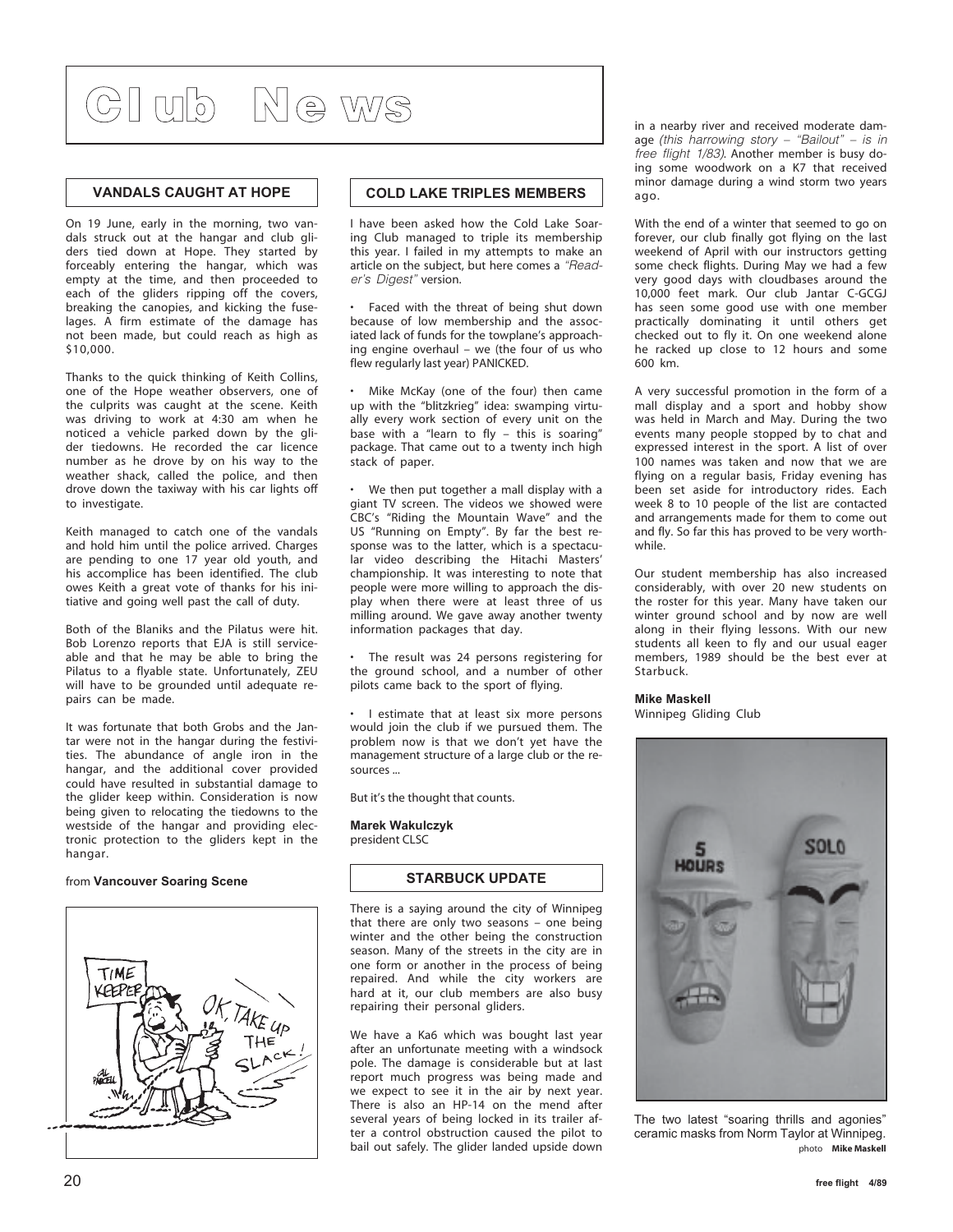# Club News

## VANDALS CAUGHT AT HOPE

On 19 June, early in the morning, two vandals struck out at the hangar and club gliders tied down at Hope. They started by forceably entering the hangar, which was empty at the time, and then proceeded to each of the gliders ripping off the covers, breaking the canopies, and kicking the fuselages. A firm estimate of the damage has not been made, but could reach as high as $10,000.

Thanks to the quick thinking of Keith Collins, one of the Hope weather observers, one of the culprits was caught at the scene. Keith was driving to work at 4:30 am when he noticed a vehicle parked down by the glider tiedowns. He recorded the car licence number as he drove by on his way to the weather shack, called the police, and then drove down the taxiway with his car lights off to investigate.

Keith managed to catch one of the vandals and hold him until the police arrived. Charges are pending to one 17 year old youth, and his accomplice has been identified. The club owes Keith a great vote of thanks for his initiative and going well past the call of duty.

Both of the Blaniks and the Pilatus were hit. Bob Lorenzo reports that EJA is still serviceable and that he may be able to bring the Pilatus to a flyable state. Unfortunately, ZEU will have to be grounded until adequate repairs can be made.

It was fortunate that both Grobs and the Jantar were not in the hangar during the festivities. The abundance of angle iron in the hangar, and the additional cover provided could have resulted in substantial damage to the glider keep within. Consideration is now being given to relocating the tiedowns to the westside of the hangar and providing electronic protection to the gliders kept in the hangar.

from **Vancouver Soaring Scene**

## COLD LAKE TRIPLES MEMBERS

I have been asked how the Cold Lake Soaring Club managed to triple its membership this year. I failed in my attempts to make an article on the subject, but here comes a *"Reader's Digest"* version.

- Faced with the threat of being shut down because of low membership and the associated lack of funds for the towplane's approaching engine overhaul – we (the four of us who flew regularly last year) PANICKED.
- Mike McKay (one of the four) then came up with the "blitzkrieg" idea: swamping virtually every work section of every unit on the base with a "learn to fly – this is soaring" package. That came out to a twenty inch high stack of paper.
- We then put together a mall display with a giant TV screen. The videos we showed were CBC's "Riding the Mountain Wave" and the US "Running on Empty". By far the best response was to the latter, which is a spectacular video describing the Hitachi Masters' championship. It was interesting to note that people were more willing to approach the display when there were at least three of us milling around. We gave away another twenty information packages that day.
- The result was 24 persons registering for the ground school, and a number of other pilots came back to the sport of flying.
- I estimate that at least six more persons would join the club if we pursued them. The problem now is that we don't yet have the management structure of a large club or the resources ...

But it's the thought that counts.

**Marek Wakulczyk**
president CLSC

## STARBUCK UPDATE

There is a saying around the city of Winnipeg that there are only two seasons – one being winter and the other being the construction season. Many of the streets in the city are in one form or another in the process of being repaired. And while the city workers are hard at it, our club members are also busy repairing their personal gliders.

We have a Ka6 which was bought last year after an unfortunate meeting with a windsock pole. The damage is considerable but at last report much progress was being made and we expect to see it in the air by next year. There is also an HP-14 on the mend after several years of being locked in its trailer after a control obstruction caused the pilot to bail out safely. The glider landed upside down in a nearby river and received moderate damage *(this harrowing story – "Bailout" – is in free flight 1/83)*. Another member is busy doing some woodwork on a K7 that received minor damage during a wind storm two years ago.

With the end of a winter that seemed to go on forever, our club finally got flying on the last weekend of April with our instructors getting some check flights. During May we had a few very good days with cloudbases around the 10,000 feet mark. Our club Jantar C-GCGJ has seen some good use with one member practically dominating it until others get checked out to fly it. On one weekend alone he racked up close to 12 hours and some 600 km.

A very successful promotion in the form of a mall display and a sport and hobby show was held in March and May. During the two events many people stopped by to chat and expressed interest in the sport. A list of over 100 names was taken and now that we are flying on a regular basis, Friday evening has been set aside for introductory rides. Each week 8 to 10 people of the list are contacted and arrangements made for them to come out and fly. So far this has proved to be very worthwhile.

Our student membership has also increased considerably, with over 20 new students on the roster for this year. Many have taken our winter ground school and by now are well along in their flying lessons. With our new students all keen to fly and our usual eager members, 1989 should be the best ever at Starbuck.

**Mike Maskell**
Winnipeg Gliding Club

The two latest "soaring thrills and agonies" ceramic masks from Norm Taylor at Winnipeg. photo **Mike Maskell**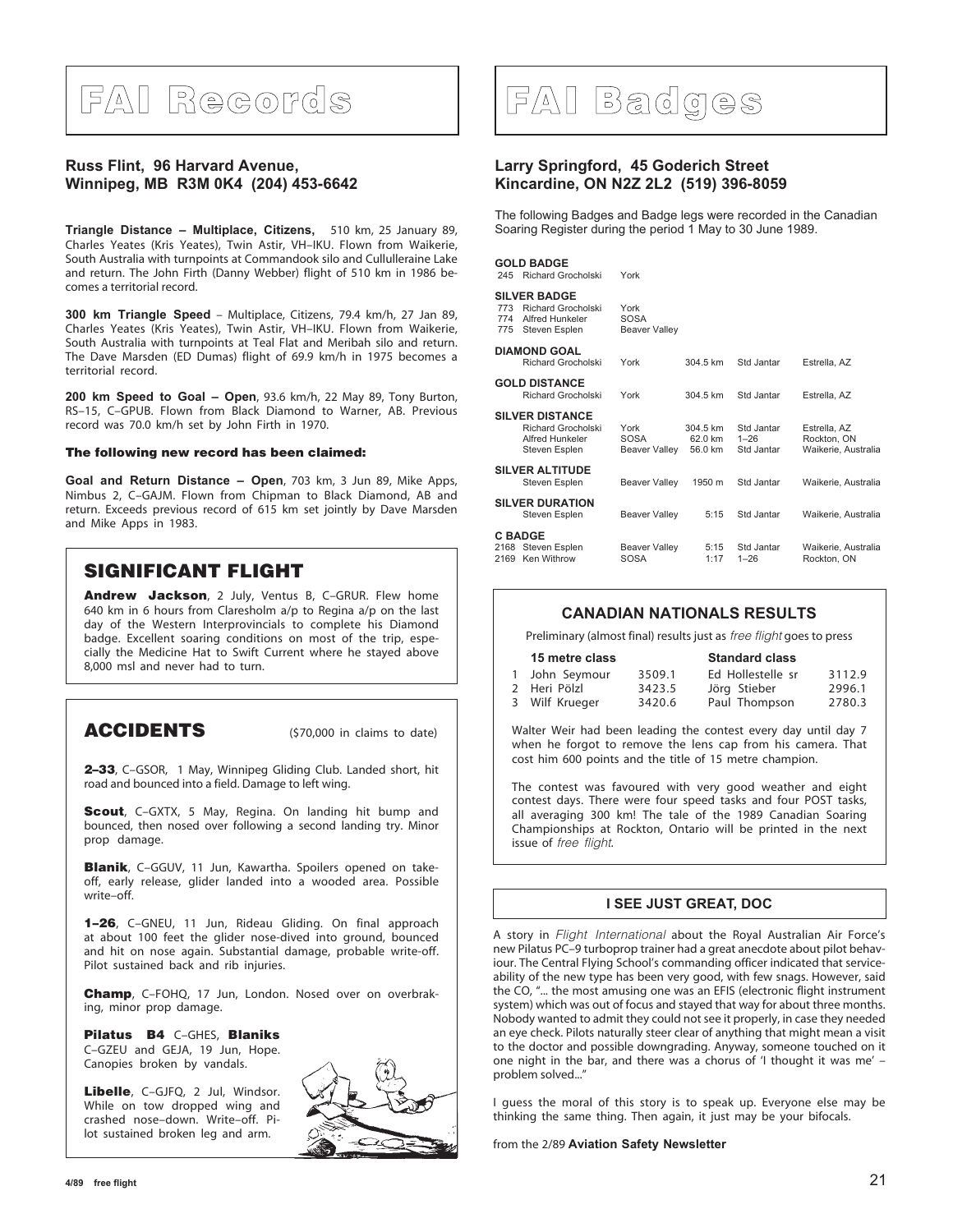# FAI Records

**Russ Flint, 96 Harvard Avenue, Winnipeg, MB R3M 0K4 (204) 453-6642**

**Triangle Distance – Multiplace, Citizens,** 510 km, 25 January 89, Charles Yeates (Kris Yeates), Twin Astir, VH–IKU. Flown from Waikerie, South Australia with turnpoints at Commandook silo and Cullulleraine Lake and return. The John Firth (Danny Webber) flight of 510 km in 1986 becomes a territorial record.

**300 km Triangle Speed** – Multiplace, Citizens, 79.4 km/h, 27 Jan 89, Charles Yeates (Kris Yeates), Twin Astir, VH–IKU. Flown from Waikerie, South Australia with turnpoints at Teal Flat and Meribah silo and return. The Dave Marsden (ED Dumas) flight of 69.9 km/h in 1975 becomes a territorial record.

**200 km Speed to Goal – Open**, 93.6 km/h, 22 May 89, Tony Burton, RS–15, C–GPUB. Flown from Black Diamond to Warner, AB. Previous record was 70.0 km/h set by John Firth in 1970.

**The following new record has been claimed:**

**Goal and Return Distance – Open**, 703 km, 3 Jun 89, Mike Apps, Nimbus 2, C–GAJM. Flown from Chipman to Black Diamond, AB and return. Exceeds previous record of 615 km set jointly by Dave Marsden and Mike Apps in 1983.

## SIGNIFICANT FLIGHT

**Andrew Jackson**, 2 July, Ventus B, C–GRUR. Flew home 640 km in 6 hours from Claresholm a/p to Regina a/p on the last day of the Western Interprovincials to complete his Diamond badge. Excellent soaring conditions on most of the trip, especially the Medicine Hat to Swift Current where he stayed above 8,000 msl and never had to turn.

## ACCIDENTS

($70,000 in claims to date)

**2–33**, C–GSOR, 1 May, Winnipeg Gliding Club. Landed short, hit road and bounced into a field. Damage to left wing.

**Scout**, C–GXTX, 5 May, Regina. On landing hit bump and bounced, then nosed over following a second landing try. Minor prop damage.

**Blanik**, C–GGUV, 11 Jun, Kawartha. Spoilers opened on takeoff, early release, glider landed into a wooded area. Possible write–off.

**1–26**, C–GNEU, 11 Jun, Rideau Gliding. On final approach at about 100 feet the glider nose-dived into ground, bounced and hit on nose again. Substantial damage, probable write-off. Pilot sustained back and rib injuries.

**Champ**, C–FOHQ, 17 Jun, London. Nosed over on overbraking, minor prop damage.

**Pilatus B4** C–GHES, **Blaniks** C–GZEU and GEJA, 19 Jun, Hope. Canopies broken by vandals.

**Libelle**, C–GJFQ, 2 Jul, Windsor. While on tow dropped wing and crashed nose–down. Write–off. Pilot sustained broken leg and arm.

# FAI Badges

**Larry Springford, 45 Goderich Street Kincardine, ON N2Z 2L2 (519) 396-8059**

The following Badges and Badge legs were recorded in the Canadian Soaring Register during the period 1 May to 30 June 1989.

**GOLD BADGE**

| | | | | | |
|---|---|---|---|---|---|
| 245 | Richard Grocholski | York | | | |

**SILVER BADGE**

| | | | | | |
|---|---|---|---|---|---|
| 773 | Richard Grocholski | York | | | |
| 774 | Alfred Hunkeler | SOSA | | | |
| 775 | Steven Esplen | Beaver Valley | | | |

**DIAMOND GOAL**

| | | | | |
|---|---|---|---|---|
| Richard Grocholski | York | 304.5 km | Std Jantar | Estrella, AZ |

**GOLD DISTANCE**

| | | | | |
|---|---|---|---|---|
| Richard Grocholski | York | 304.5 km | Std Jantar | Estrella, AZ |

**SILVER DISTANCE**

| | | | | |
|---|---|---|---|---|
| Richard Grocholski | York | 304.5 km | Std Jantar | Estrella, AZ |
| Alfred Hunkeler | SOSA | 62.0 km | 1–26 | Rockton, ON |
| Steven Esplen | Beaver Valley | 56.0 km | Std Jantar | Waikerie, Australia |

**SILVER ALTITUDE**

| | | | | |
|---|---|---|---|---|
| Steven Esplen | Beaver Valley | 1950 m | Std Jantar | Waikerie, Australia |

**SILVER DURATION**

| | | | | |
|---|---|---|---|---|
| Steven Esplen | Beaver Valley | 5:15 | Std Jantar | Waikerie, Australia |

**C BADGE**

| | | | | | |
|---|---|---|---|---|---|
| 2168 | Steven Esplen | Beaver Valley | 5:15 | Std Jantar | Waikerie, Australia |
| 2169 | Ken Withrow | SOSA | 1:17 | 1–26 | Rockton, ON |

## CANADIAN NATIONALS RESULTS

Preliminary (almost final) results just as *free flight* goes to press

| | 15 metre class | | Standard class | |
|---|---|---|---|---|
| 1 | John Seymour | 3509.1 | Ed Hollestelle sr | 3112.9 |
| 2 | Heri Pölzl | 3423.5 | Jörg Stieber | 2996.1 |
| 3 | Wilf Krueger | 3420.6 | Paul Thompson | 2780.3 |

Walter Weir had been leading the contest every day until day 7 when he forgot to remove the lens cap from his camera. That cost him 600 points and the title of 15 metre champion.

The contest was favoured with very good weather and eight contest days. There were four speed tasks and four POST tasks, all averaging 300 km! The tale of the 1989 Canadian Soaring Championships at Rockton, Ontario will be printed in the next issue of *free flight*.

## I SEE JUST GREAT, DOC

A story in *Flight International* about the Royal Australian Air Force's new Pilatus PC–9 turboprop trainer had a great anecdote about pilot behaviour. The Central Flying School's commanding officer indicated that serviceability of the new type has been very good, with few snags. However, said the CO, "... the most amusing one was an EFIS (electronic flight instrument system) which was out of focus and stayed that way for about three months. Nobody wanted to admit they could not see it properly, in case they needed an eye check. Pilots naturally steer clear of anything that might mean a visit to the doctor and possible downgrading. Anyway, someone touched on it one night in the bar, and there was a chorus of 'I thought it was me' – problem solved..."

I guess the moral of this story is to speak up. Everyone else may be thinking the same thing. Then again, it just may be your bifocals.

from the 2/89 **Aviation Safety Newsletter**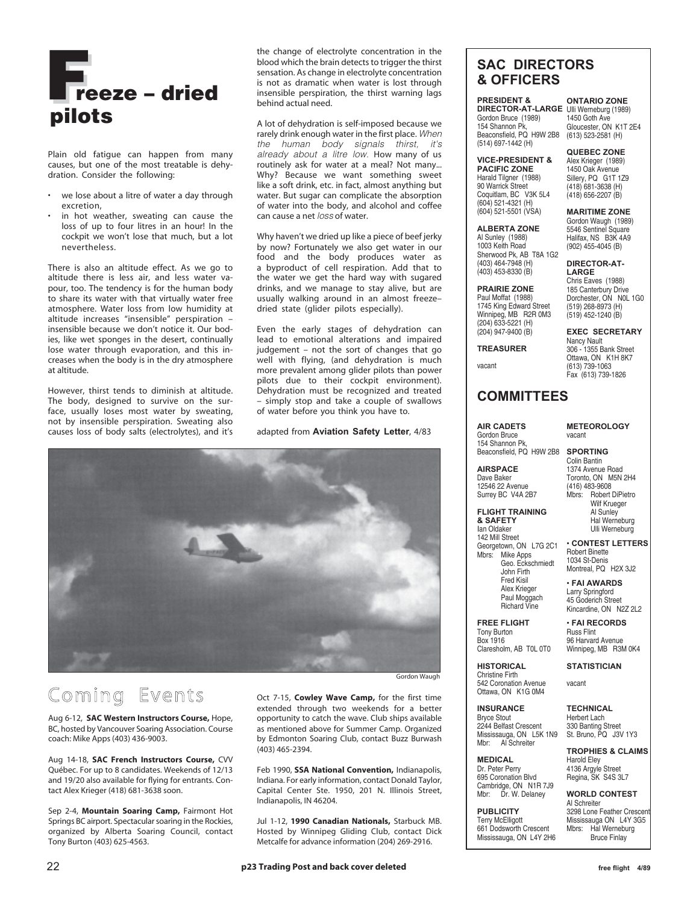# Freeze – dried pilots

Plain old fatigue can happen from many causes, but one of the most treatable is dehydration. Consider the following:

- we lose about a litre of water a day through excretion,
- in hot weather, sweating can cause the loss of up to four litres in an hour! In the cockpit we won't lose that much, but a lot nevertheless.

There is also an altitude effect. As we go to altitude there is less air, and less water vapour, too. The tendency is for the human body to share its water with that virtually water free atmosphere. Water loss from low humidity at altitude increases "insensible" perspiration – insensible because we don't notice it. Our bodies, like wet sponges in the desert, continually lose water through evaporation, and this increases when the body is in the dry atmosphere at altitude.

However, thirst tends to diminish at altitude. The body, designed to survive on the surface, usually loses most water by sweating, not by insensible perspiration. Sweating also causes loss of body salts (electrolytes), and it's the change of electrolyte concentration in the blood which the brain detects to trigger the thirst sensation. As change in electrolyte concentration is not as dramatic when water is lost through insensible perspiration, the thirst warning lags behind actual need.

A lot of dehydration is self-imposed because we rarely drink enough water in the first place. *When the human body signals thirst, it's already about a litre low.* How many of us routinely ask for water at a meal? Not many... Why? Because we want something sweet like a soft drink, etc. in fact, almost anything but water. But sugar can complicate the absorption of water into the body, and alcohol and coffee can cause a net *loss* of water.

Why haven't we dried up like a piece of beef jerky by now? Fortunately we also get water in our food and the body produces water as a byproduct of cell respiration. Add that to the water we get the hard way with sugared drinks, and we manage to stay alive, but are usually walking around in an almost freeze–dried state (glider pilots especially).

Even the early stages of dehydration can lead to emotional alterations and impaired judgement – not the sort of changes that go well with flying, (and dehydration is much more prevalent among glider pilots than power pilots due to their cockpit environment). Dehydration must be recognized and treated – simply stop and take a couple of swallows of water before you think you have to.

adapted from **Aviation Safety Letter**, 4/83

Gordon Waugh

# Coming Events

Aug 6-12, **SAC Western Instructors Course,** Hope, BC, hosted by Vancouver Soaring Association. Course coach: Mike Apps (403) 436-9003.

Aug 14-18, **SAC French Instructors Course,** CVV Québec. For up to 8 candidates. Weekends of 12/13 and 19/20 also available for flying for entrants. Contact Alex Krieger (418) 681-3638 soon.

Sep 2-4, **Mountain Soaring Camp,** Fairmont Hot Springs BC airport. Spectacular soaring in the Rockies, organized by Alberta Soaring Council, contact Tony Burton (403) 625-4563.

Oct 7-15, **Cowley Wave Camp,** for the first time extended through two weekends for a better opportunity to catch the wave. Club ships available as mentioned above for Summer Camp. Organized by Edmonton Soaring Club, contact Buzz Burwash (403) 465-2394.

Feb 1990, **SSA National Convention,** Indianapolis, Indiana. For early information, contact Donald Taylor, Capital Center Ste. 1950, 201 N. Illinois Street, Indianapolis, IN 46204.

Jul 1-12, **1990 Canadian Nationals,** Starbuck MB. Hosted by Winnipeg Gliding Club, contact Dick Metcalfe for advance information (204) 269-2916.

# SAC DIRECTORS & OFFICERS

**PRESIDENT & DIRECTOR-AT-LARGE**
Gordon Bruce (1989)
154 Shannon Pk,
Beaconsfield, PQ H9W 2B8
(514) 697-1442 (H)

**VICE-PRESIDENT & PACIFIC ZONE**
Harald Tilgner (1988)
90 Warrick Street
Coquitlam, BC V3K 5L4
(604) 521-4321 (H)
(604) 521-5501 (VSA)

**ALBERTA ZONE**
Al Sunley (1988)
1003 Keith Road
Sherwood Pk, AB T8A 1G2
(403) 464-7948 (H)
(403) 453-8330 (B)

**PRAIRIE ZONE**
Paul Moffat (1988)
1745 King Edward Street
Winnipeg, MB R2R 0M3
(204) 633-5221 (H)
(204) 947-9400 (B)

**TREASURER**
vacant

**ONTARIO ZONE**
Ulli Werneburg (1989)
1450 Goth Ave
Gloucester, ON K1T 2E4
(613) 523-2581 (H)

**QUEBEC ZONE**
Alex Krieger (1989)
1450 Oak Avenue
Sillery, PQ G1T 1Z9
(418) 681-3638 (H)
(418) 656-2207 (B)

**MARITIME ZONE**
Gordon Waugh (1989)
5546 Sentinel Square
Halifax, NS B3K 4A9
(902) 455-4045 (B)

**DIRECTOR-AT-LARGE**
Chris Eaves (1988)
185 Canterbury Drive
Dorchester, ON N0L 1G0
(519) 268-8973 (H)
(519) 452-1240 (B)

**EXEC SECRETARY**
Nancy Nault
306 - 1355 Bank Street
Ottawa, ON K1H 8K7
(613) 739-1063
Fax (613) 739-1826

# COMMITTEES

**AIR CADETS**
Gordon Bruce
154 Shannon Pk,
Beaconsfield, PQ H9W 2B8

**AIRSPACE**
Dave Baker
12546 22 Avenue
Surrey BC V4A 2B7

**FLIGHT TRAINING & SAFETY**
Ian Oldaker
142 Mill Street
Georgetown, ON L7G 2C1
Mbrs: Mike Apps
Geo. Eckschmiedt
John Firth
Fred Kisil
Alex Krieger
Paul Moggach
Richard Vine

**FREE FLIGHT**
Tony Burton
Box 1916
Claresholm, AB T0L 0T0

**HISTORICAL**
Christine Firth
542 Coronation Avenue
Ottawa, ON K1G 0M4

**INSURANCE**
Bryce Stout
2244 Belfast Crescent
Mississauga, ON L5K 1N9
Mbr: Al Schreiter

**MEDICAL**
Dr. Peter Perry
695 Coronation Blvd
Cambridge, ON N1R 7J9
Mbr: Dr. W. Delaney

**PUBLICITY**
Terry McElligott
661 Dodsworth Crescent
Mississauga, ON L4Y 2H6

**METEOROLOGY**
vacant

**SPORTING**
Colin Bantin
1374 Avenue Road
Toronto, ON M5N 2H4
(416) 483-9608
Mbrs: Robert DiPietro
Wilf Krueger
Al Sunley
Hal Werneburg
Ulli Werneburg

**• CONTEST LETTERS**
Robert Binette
1034 St-Denis
Montreal, PQ H2X 3J2

**• FAI AWARDS**
Larry Springford
45 Goderich Street
Kincardine, ON N2Z 2L2

**• FAI RECORDS**
Russ Flint
96 Harvard Avenue
Winnipeg, MB R3M 0K4

**STATISTICIAN**
vacant

**TECHNICAL**
Herbert Lach
330 Banting Street
St. Bruno, PQ J3V 1Y3

**TROPHIES & CLAIMS**
Harold Eley
4136 Argyle Street
Regina, SK S4S 3L7

**WORLD CONTEST**
Al Schreiter
3298 Lone Feather Crescent
Mississauga ON L4Y 3G5
Mbrs: Hal Werneburg
Bruce Finlay

p23 Trading Post and back cover deleted